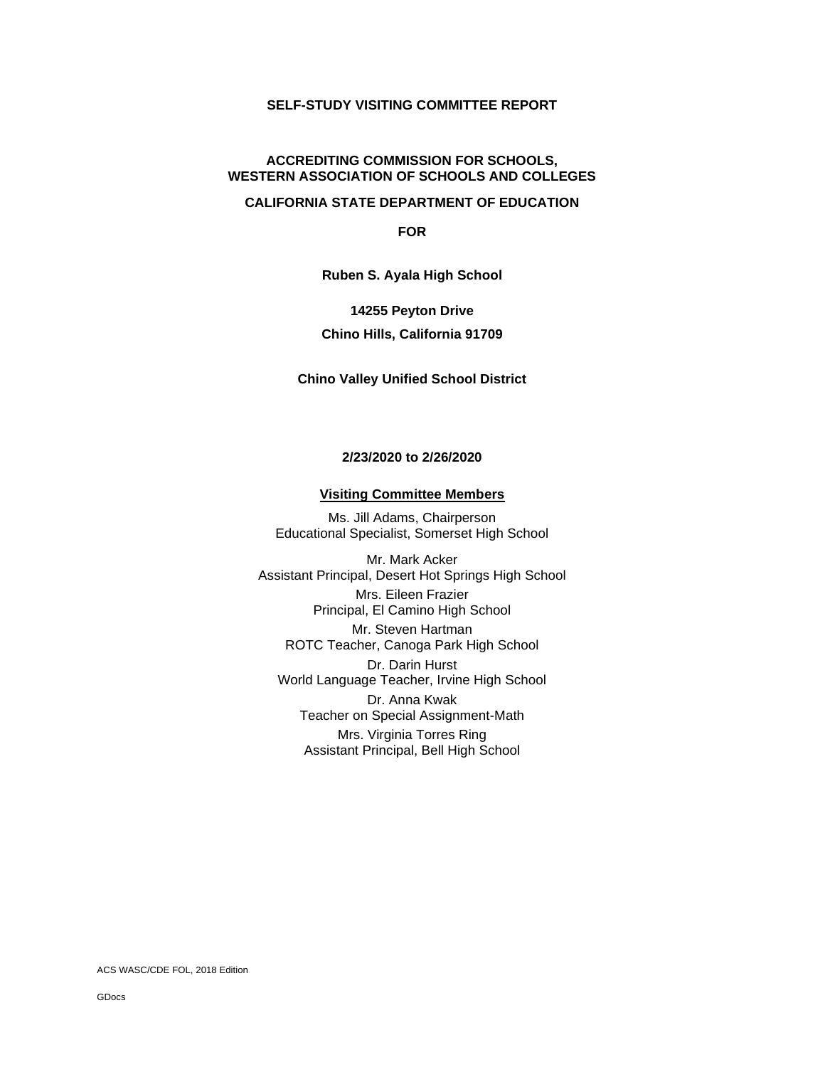# SELF-STUDY VISITING COMMITTEE REPORT

## ACCREDITING COMMISSION FOR SCHOOLS, WESTERN ASSOCIATION OF SCHOOLS AND COLLEGES

## CALIFORNIA STATE DEPARTMENT OF EDUCATION

**FOR**

**Ruben S. Ayala High School**

**14255 Peyton Drive**

**Chino Hills, California 91709**

**Chino Valley Unified School District**

**2/23/2020 to 2/26/2020**

**Visiting Committee Members**

Ms. Jill Adams, Chairperson
Educational Specialist, Somerset High School

Mr. Mark Acker
Assistant Principal, Desert Hot Springs High School

Mrs. Eileen Frazier
Principal, El Camino High School

Mr. Steven Hartman
ROTC Teacher, Canoga Park High School

Dr. Darin Hurst
World Language Teacher, Irvine High School

Dr. Anna Kwak
Teacher on Special Assignment-Math

Mrs. Virginia Torres Ring
Assistant Principal, Bell High School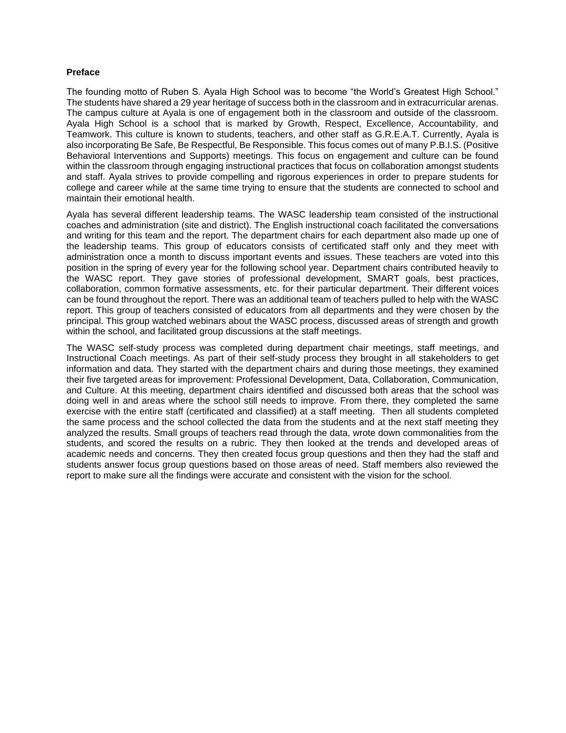**Preface**

The founding motto of Ruben S. Ayala High School was to become "the World's Greatest High School." The students have shared a 29 year heritage of success both in the classroom and in extracurricular arenas. The campus culture at Ayala is one of engagement both in the classroom and outside of the classroom. Ayala High School is a school that is marked by Growth, Respect, Excellence, Accountability, and Teamwork. This culture is known to students, teachers, and other staff as G.R.E.A.T. Currently, Ayala is also incorporating Be Safe, Be Respectful, Be Responsible. This focus comes out of many P.B.I.S. (Positive Behavioral Interventions and Supports) meetings. This focus on engagement and culture can be found within the classroom through engaging instructional practices that focus on collaboration amongst students and staff. Ayala strives to provide compelling and rigorous experiences in order to prepare students for college and career while at the same time trying to ensure that the students are connected to school and maintain their emotional health.

Ayala has several different leadership teams. The WASC leadership team consisted of the instructional coaches and administration (site and district). The English instructional coach facilitated the conversations and writing for this team and the report. The department chairs for each department also made up one of the leadership teams. This group of educators consists of certificated staff only and they meet with administration once a month to discuss important events and issues. These teachers are voted into this position in the spring of every year for the following school year. Department chairs contributed heavily to the WASC report. They gave stories of professional development, SMART goals, best practices, collaboration, common formative assessments, etc. for their particular department. Their different voices can be found throughout the report. There was an additional team of teachers pulled to help with the WASC report. This group of teachers consisted of educators from all departments and they were chosen by the principal. This group watched webinars about the WASC process, discussed areas of strength and growth within the school, and facilitated group discussions at the staff meetings.

The WASC self-study process was completed during department chair meetings, staff meetings, and Instructional Coach meetings. As part of their self-study process they brought in all stakeholders to get information and data. They started with the department chairs and during those meetings, they examined their five targeted areas for improvement: Professional Development, Data, Collaboration, Communication, and Culture. At this meeting, department chairs identified and discussed both areas that the school was doing well in and areas where the school still needs to improve. From there, they completed the same exercise with the entire staff (certificated and classified) at a staff meeting. Then all students completed the same process and the school collected the data from the students and at the next staff meeting they analyzed the results. Small groups of teachers read through the data, wrote down commonalities from the students, and scored the results on a rubric. They then looked at the trends and developed areas of academic needs and concerns. They then created focus group questions and then they had the staff and students answer focus group questions based on those areas of need. Staff members also reviewed the report to make sure all the findings were accurate and consistent with the vision for the school.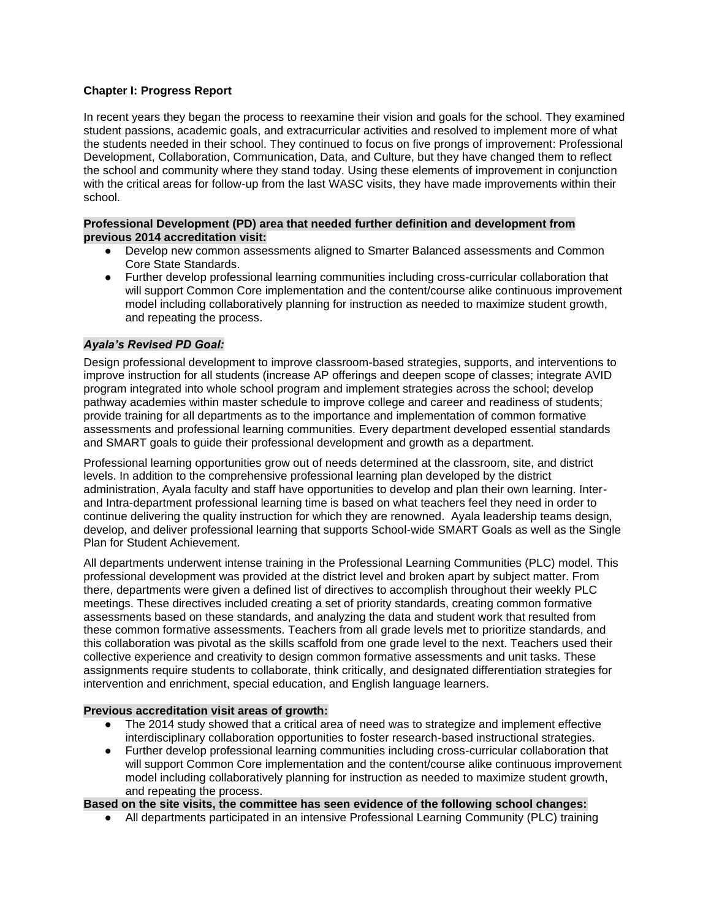## Chapter I: Progress Report

In recent years they began the process to reexamine their vision and goals for the school. They examined student passions, academic goals, and extracurricular activities and resolved to implement more of what the students needed in their school. They continued to focus on five prongs of improvement: Professional Development, Collaboration, Communication, Data, and Culture, but they have changed them to reflect the school and community where they stand today. Using these elements of improvement in conjunction with the critical areas for follow-up from the last WASC visits, they have made improvements within their school.

**Professional Development (PD) area that needed further definition and development from previous 2014 accreditation visit:**

- Develop new common assessments aligned to Smarter Balanced assessments and Common Core State Standards.
- Further develop professional learning communities including cross-curricular collaboration that will support Common Core implementation and the content/course alike continuous improvement model including collaboratively planning for instruction as needed to maximize student growth, and repeating the process.

***Ayala's Revised PD Goal:***

Design professional development to improve classroom-based strategies, supports, and interventions to improve instruction for all students (increase AP offerings and deepen scope of classes; integrate AVID program integrated into whole school program and implement strategies across the school; develop pathway academies within master schedule to improve college and career and readiness of students; provide training for all departments as to the importance and implementation of common formative assessments and professional learning communities. Every department developed essential standards and SMART goals to guide their professional development and growth as a department.

Professional learning opportunities grow out of needs determined at the classroom, site, and district levels. In addition to the comprehensive professional learning plan developed by the district administration, Ayala faculty and staff have opportunities to develop and plan their own learning. Inter- and Intra-department professional learning time is based on what teachers feel they need in order to continue delivering the quality instruction for which they are renowned. Ayala leadership teams design, develop, and deliver professional learning that supports School-wide SMART Goals as well as the Single Plan for Student Achievement.

All departments underwent intense training in the Professional Learning Communities (PLC) model. This professional development was provided at the district level and broken apart by subject matter. From there, departments were given a defined list of directives to accomplish throughout their weekly PLC meetings. These directives included creating a set of priority standards, creating common formative assessments based on these standards, and analyzing the data and student work that resulted from these common formative assessments. Teachers from all grade levels met to prioritize standards, and this collaboration was pivotal as the skills scaffold from one grade level to the next. Teachers used their collective experience and creativity to design common formative assessments and unit tasks. These assignments require students to collaborate, think critically, and designated differentiation strategies for intervention and enrichment, special education, and English language learners.

**Previous accreditation visit areas of growth:**

- The 2014 study showed that a critical area of need was to strategize and implement effective interdisciplinary collaboration opportunities to foster research-based instructional strategies.
- Further develop professional learning communities including cross-curricular collaboration that will support Common Core implementation and the content/course alike continuous improvement model including collaboratively planning for instruction as needed to maximize student growth, and repeating the process.

**Based on the site visits, the committee has seen evidence of the following school changes:**

- All departments participated in an intensive Professional Learning Community (PLC) training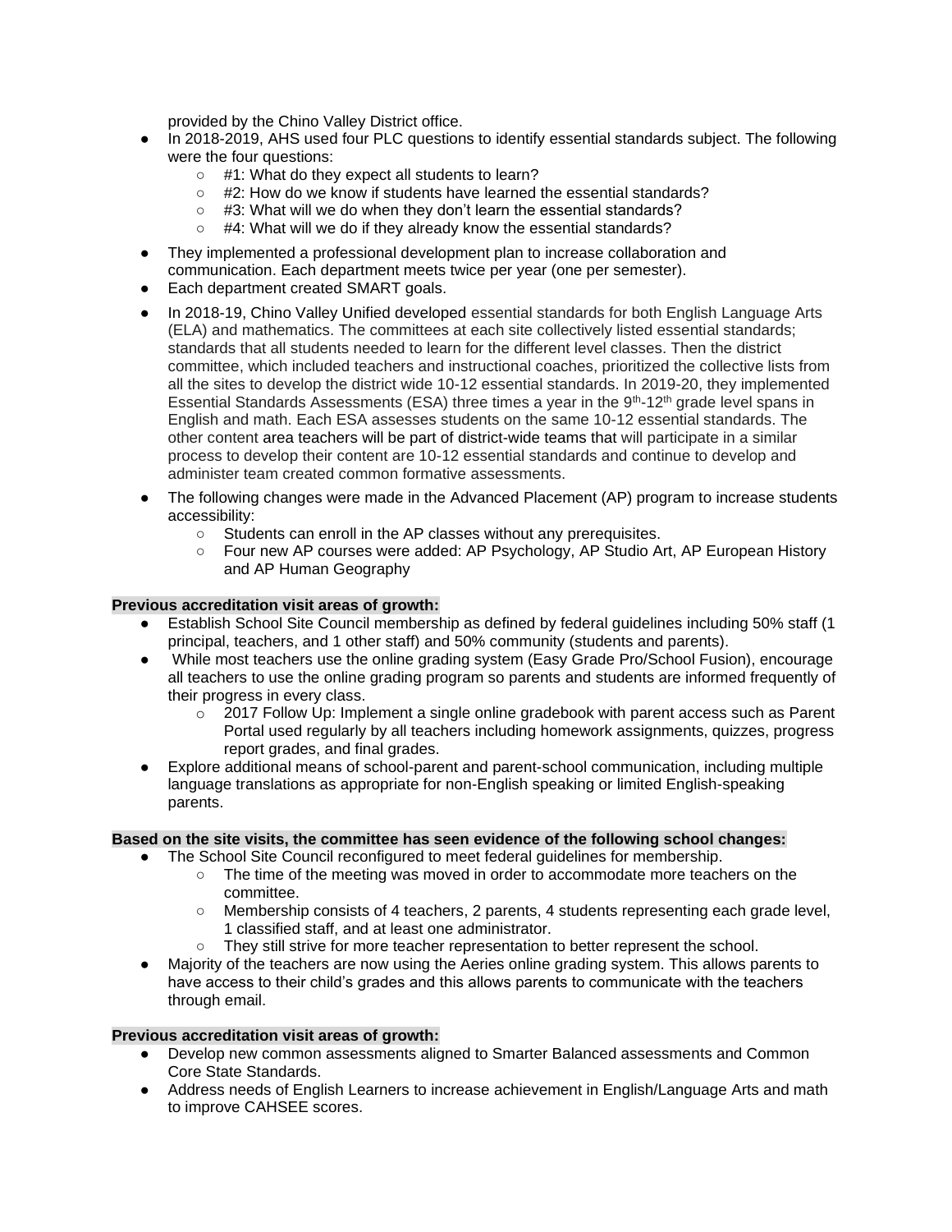provided by the Chino Valley District office.

- In 2018-2019, AHS used four PLC questions to identify essential standards subject. The following were the four questions:
  - #1: What do they expect all students to learn?
  - #2: How do we know if students have learned the essential standards?
  - #3: What will we do when they don't learn the essential standards?
  - #4: What will we do if they already know the essential standards?
- They implemented a professional development plan to increase collaboration and communication. Each department meets twice per year (one per semester).
- Each department created SMART goals.
- In 2018-19, Chino Valley Unified developed essential standards for both English Language Arts (ELA) and mathematics. The committees at each site collectively listed essential standards; standards that all students needed to learn for the different level classes. Then the district committee, which included teachers and instructional coaches, prioritized the collective lists from all the sites to develop the district wide 10-12 essential standards. In 2019-20, they implemented Essential Standards Assessments (ESA) three times a year in the 9th-12th grade level spans in English and math. Each ESA assesses students on the same 10-12 essential standards. The other content area teachers will be part of district-wide teams that will participate in a similar process to develop their content are 10-12 essential standards and continue to develop and administer team created common formative assessments.
- The following changes were made in the Advanced Placement (AP) program to increase students accessibility:
  - Students can enroll in the AP classes without any prerequisites.
  - Four new AP courses were added: AP Psychology, AP Studio Art, AP European History and AP Human Geography

**Previous accreditation visit areas of growth:**

- Establish School Site Council membership as defined by federal guidelines including 50% staff (1 principal, teachers, and 1 other staff) and 50% community (students and parents).
- While most teachers use the online grading system (Easy Grade Pro/School Fusion), encourage all teachers to use the online grading program so parents and students are informed frequently of their progress in every class.
  - 2017 Follow Up: Implement a single online gradebook with parent access such as Parent Portal used regularly by all teachers including homework assignments, quizzes, progress report grades, and final grades.
- Explore additional means of school-parent and parent-school communication, including multiple language translations as appropriate for non-English speaking or limited English-speaking parents.

**Based on the site visits, the committee has seen evidence of the following school changes:**

- The School Site Council reconfigured to meet federal guidelines for membership.
  - The time of the meeting was moved in order to accommodate more teachers on the committee.
  - Membership consists of 4 teachers, 2 parents, 4 students representing each grade level, 1 classified staff, and at least one administrator.
  - They still strive for more teacher representation to better represent the school.
- Majority of the teachers are now using the Aeries online grading system. This allows parents to have access to their child's grades and this allows parents to communicate with the teachers through email.

**Previous accreditation visit areas of growth:**

- Develop new common assessments aligned to Smarter Balanced assessments and Common Core State Standards.
- Address needs of English Learners to increase achievement in English/Language Arts and math to improve CAHSEE scores.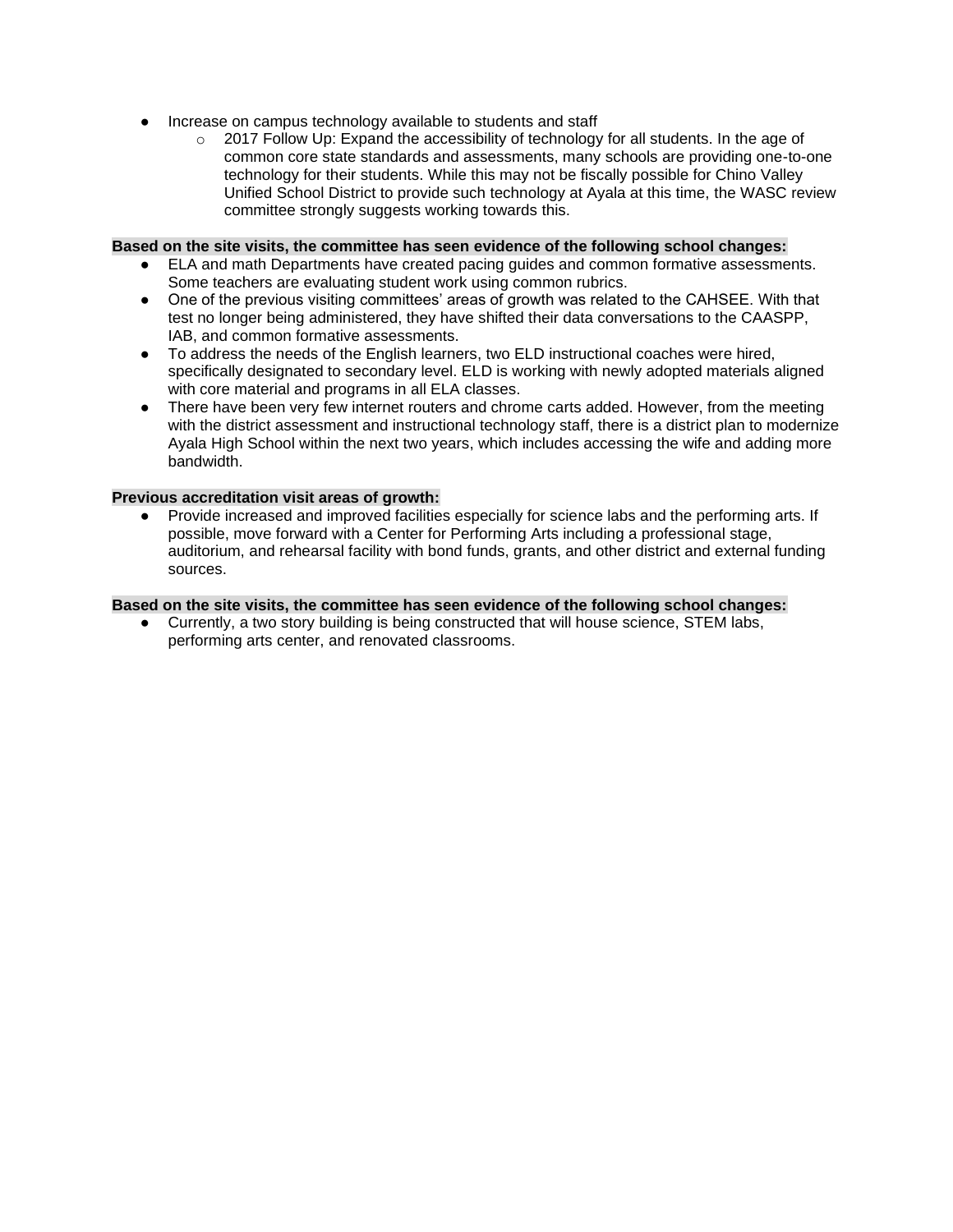- Increase on campus technology available to students and staff
    - 2017 Follow Up: Expand the accessibility of technology for all students. In the age of common core state standards and assessments, many schools are providing one-to-one technology for their students. While this may not be fiscally possible for Chino Valley Unified School District to provide such technology at Ayala at this time, the WASC review committee strongly suggests working towards this.

**Based on the site visits, the committee has seen evidence of the following school changes:**

- ELA and math Departments have created pacing guides and common formative assessments. Some teachers are evaluating student work using common rubrics.
- One of the previous visiting committees' areas of growth was related to the CAHSEE. With that test no longer being administered, they have shifted their data conversations to the CAASPP, IAB, and common formative assessments.
- To address the needs of the English learners, two ELD instructional coaches were hired, specifically designated to secondary level. ELD is working with newly adopted materials aligned with core material and programs in all ELA classes.
- There have been very few internet routers and chrome carts added. However, from the meeting with the district assessment and instructional technology staff, there is a district plan to modernize Ayala High School within the next two years, which includes accessing the wife and adding more bandwidth.

**Previous accreditation visit areas of growth:**

- Provide increased and improved facilities especially for science labs and the performing arts. If possible, move forward with a Center for Performing Arts including a professional stage, auditorium, and rehearsal facility with bond funds, grants, and other district and external funding sources.

**Based on the site visits, the committee has seen evidence of the following school changes:**

- Currently, a two story building is being constructed that will house science, STEM labs, performing arts center, and renovated classrooms.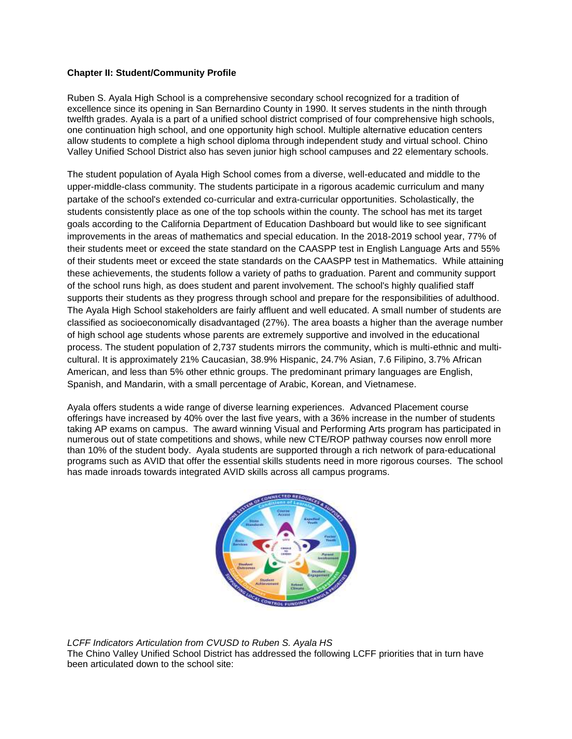**Chapter II: Student/Community Profile**

Ruben S. Ayala High School is a comprehensive secondary school recognized for a tradition of excellence since its opening in San Bernardino County in 1990. It serves students in the ninth through twelfth grades. Ayala is a part of a unified school district comprised of four comprehensive high schools, one continuation high school, and one opportunity high school. Multiple alternative education centers allow students to complete a high school diploma through independent study and virtual school. Chino Valley Unified School District also has seven junior high school campuses and 22 elementary schools.

The student population of Ayala High School comes from a diverse, well-educated and middle to the upper-middle-class community. The students participate in a rigorous academic curriculum and many partake of the school's extended co-curricular and extra-curricular opportunities. Scholastically, the students consistently place as one of the top schools within the county. The school has met its target goals according to the California Department of Education Dashboard but would like to see significant improvements in the areas of mathematics and special education. In the 2018-2019 school year, 77% of their students meet or exceed the state standard on the CAASPP test in English Language Arts and 55% of their students meet or exceed the state standards on the CAASPP test in Mathematics. While attaining these achievements, the students follow a variety of paths to graduation. Parent and community support of the school runs high, as does student and parent involvement. The school's highly qualified staff supports their students as they progress through school and prepare for the responsibilities of adulthood. The Ayala High School stakeholders are fairly affluent and well educated. A small number of students are classified as socioeconomically disadvantaged (27%). The area boasts a higher than the average number of high school age students whose parents are extremely supportive and involved in the educational process. The student population of 2,737 students mirrors the community, which is multi-ethnic and multi-cultural. It is approximately 21% Caucasian, 38.9% Hispanic, 24.7% Asian, 7.6 Filipino, 3.7% African American, and less than 5% other ethnic groups. The predominant primary languages are English, Spanish, and Mandarin, with a small percentage of Arabic, Korean, and Vietnamese.

Ayala offers students a wide range of diverse learning experiences. Advanced Placement course offerings have increased by 40% over the last five years, with a 36% increase in the number of students taking AP exams on campus. The award winning Visual and Performing Arts program has participated in numerous out of state competitions and shows, while new CTE/ROP pathway courses now enroll more than 10% of the student body. Ayala students are supported through a rich network of para-educational programs such as AVID that offer the essential skills students need in more rigorous courses. The school has made inroads towards integrated AVID skills across all campus programs.

*LCFF Indicators Articulation from CVUSD to Ruben S. Ayala HS*

The Chino Valley Unified School District has addressed the following LCFF priorities that in turn have been articulated down to the school site: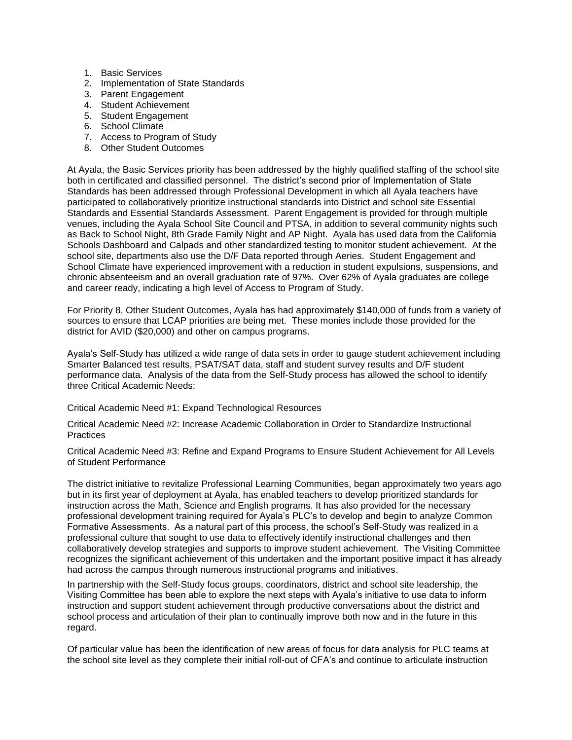1. Basic Services
2. Implementation of State Standards
3. Parent Engagement
4. Student Achievement
5. Student Engagement
6. School Climate
7. Access to Program of Study
8. Other Student Outcomes

At Ayala, the Basic Services priority has been addressed by the highly qualified staffing of the school site both in certificated and classified personnel. The district's second prior of Implementation of State Standards has been addressed through Professional Development in which all Ayala teachers have participated to collaboratively prioritize instructional standards into District and school site Essential Standards and Essential Standards Assessment. Parent Engagement is provided for through multiple venues, including the Ayala School Site Council and PTSA, in addition to several community nights such as Back to School Night, 8th Grade Family Night and AP Night. Ayala has used data from the California Schools Dashboard and Calpads and other standardized testing to monitor student achievement. At the school site, departments also use the D/F Data reported through Aeries. Student Engagement and School Climate have experienced improvement with a reduction in student expulsions, suspensions, and chronic absenteeism and an overall graduation rate of 97%. Over 62% of Ayala graduates are college and career ready, indicating a high level of Access to Program of Study.

For Priority 8, Other Student Outcomes, Ayala has had approximately $140,000 of funds from a variety of sources to ensure that LCAP priorities are being met. These monies include those provided for the district for AVID ($20,000) and other on campus programs.

Ayala's Self-Study has utilized a wide range of data sets in order to gauge student achievement including Smarter Balanced test results, PSAT/SAT data, staff and student survey results and D/F student performance data. Analysis of the data from the Self-Study process has allowed the school to identify three Critical Academic Needs:

Critical Academic Need #1: Expand Technological Resources

Critical Academic Need #2: Increase Academic Collaboration in Order to Standardize Instructional Practices

Critical Academic Need #3: Refine and Expand Programs to Ensure Student Achievement for All Levels of Student Performance

The district initiative to revitalize Professional Learning Communities, began approximately two years ago but in its first year of deployment at Ayala, has enabled teachers to develop prioritized standards for instruction across the Math, Science and English programs. It has also provided for the necessary professional development training required for Ayala's PLC's to develop and begin to analyze Common Formative Assessments. As a natural part of this process, the school's Self-Study was realized in a professional culture that sought to use data to effectively identify instructional challenges and then collaboratively develop strategies and supports to improve student achievement. The Visiting Committee recognizes the significant achievement of this undertaken and the important positive impact it has already had across the campus through numerous instructional programs and initiatives.

In partnership with the Self-Study focus groups, coordinators, district and school site leadership, the Visiting Committee has been able to explore the next steps with Ayala's initiative to use data to inform instruction and support student achievement through productive conversations about the district and school process and articulation of their plan to continually improve both now and in the future in this regard.

Of particular value has been the identification of new areas of focus for data analysis for PLC teams at the school site level as they complete their initial roll-out of CFA's and continue to articulate instruction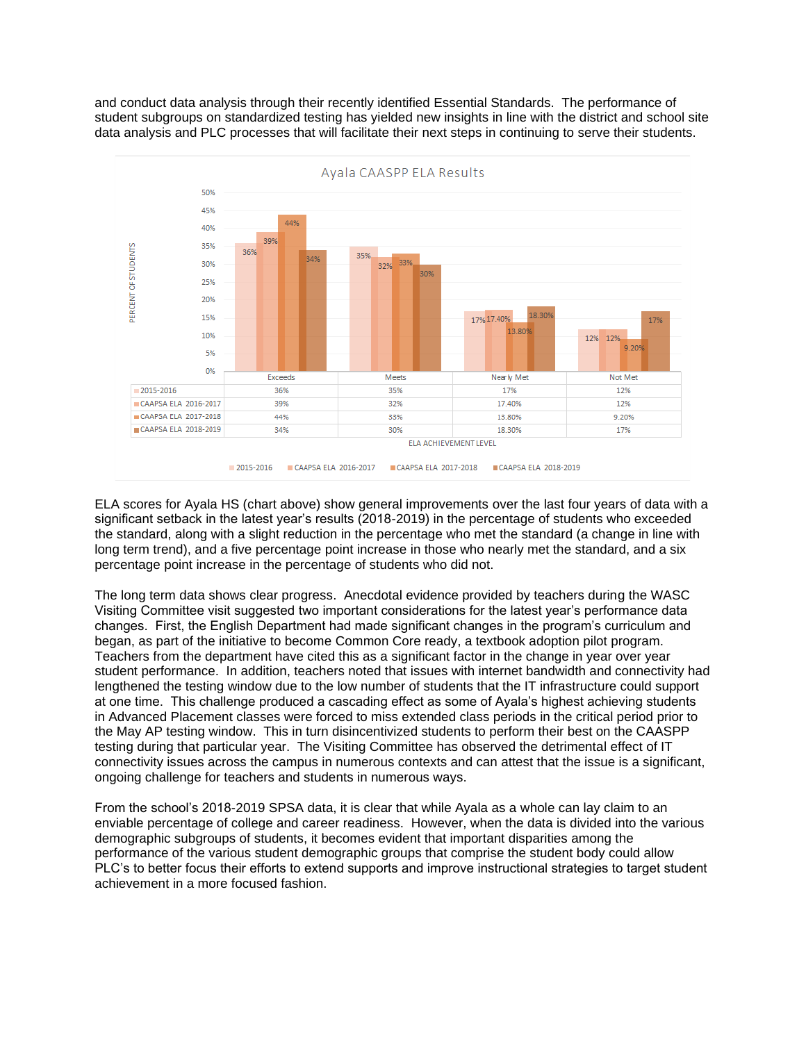and conduct data analysis through their recently identified Essential Standards. The performance of student subgroups on standardized testing has yielded new insights in line with the district and school site data analysis and PLC processes that will facilitate their next steps in continuing to serve their students.

**Ayala CAASPP ELA Results**

| | Exceeds | Meets | Nearly Met | Not Met |
|---|---|---|---|---|
| 2015-2016 | 36% | 35% | 17% | 12% |
| CAAPSA ELA 2016-2017 | 39% | 32% | 17.40% | 12% |
| CAAPSA ELA 2017-2018 | 44% | 33% | 13.80% | 9.20% |
| CAAPSA ELA 2018-2019 | 34% | 30% | 18.30% | 17% |

ELA ACHIEVEMENT LEVEL

ELA scores for Ayala HS (chart above) show general improvements over the last four years of data with a significant setback in the latest year's results (2018-2019) in the percentage of students who exceeded the standard, along with a slight reduction in the percentage who met the standard (a change in line with long term trend), and a five percentage point increase in those who nearly met the standard, and a six percentage point increase in the percentage of students who did not.

The long term data shows clear progress. Anecdotal evidence provided by teachers during the WASC Visiting Committee visit suggested two important considerations for the latest year's performance data changes. First, the English Department had made significant changes in the program's curriculum and began, as part of the initiative to become Common Core ready, a textbook adoption pilot program. Teachers from the department have cited this as a significant factor in the change in year over year student performance. In addition, teachers noted that issues with internet bandwidth and connectivity had lengthened the testing window due to the low number of students that the IT infrastructure could support at one time. This challenge produced a cascading effect as some of Ayala's highest achieving students in Advanced Placement classes were forced to miss extended class periods in the critical period prior to the May AP testing window. This in turn disincentivized students to perform their best on the CAASPP testing during that particular year. The Visiting Committee has observed the detrimental effect of IT connectivity issues across the campus in numerous contexts and can attest that the issue is a significant, ongoing challenge for teachers and students in numerous ways.

From the school's 2018-2019 SPSA data, it is clear that while Ayala as a whole can lay claim to an enviable percentage of college and career readiness. However, when the data is divided into the various demographic subgroups of students, it becomes evident that important disparities among the performance of the various student demographic groups that comprise the student body could allow PLC's to better focus their efforts to extend supports and improve instructional strategies to target student achievement in a more focused fashion.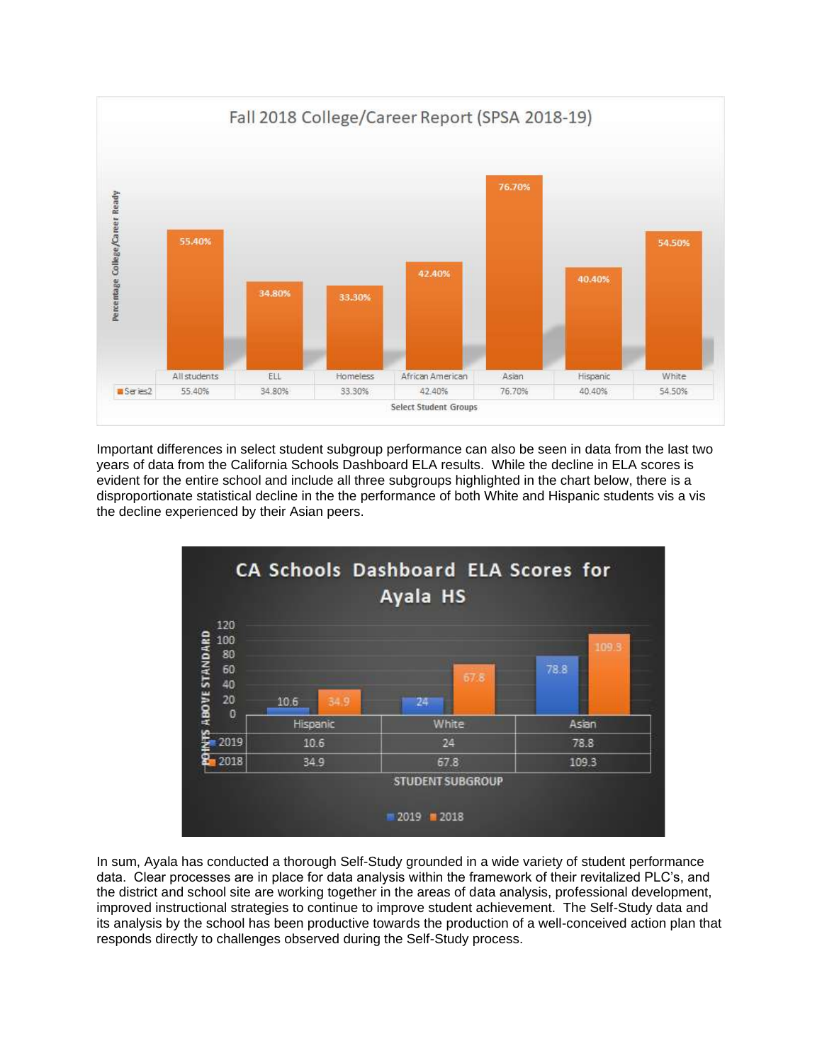**Fall 2018 College/Career Report (SPSA 2018-19)**

| | All students | ELL | Homeless | African American | Asian | Hispanic | White |
|---|---|---|---|---|---|---|---|
| Series2 | 55.40% | 34.80% | 33.30% | 42.40% | 76.70% | 40.40% | 54.50% |

Important differences in select student subgroup performance can also be seen in data from the last two years of data from the California Schools Dashboard ELA results. While the decline in ELA scores is evident for the entire school and include all three subgroups highlighted in the chart below, there is a disproportionate statistical decline in the the performance of both White and Hispanic students vis a vis the decline experienced by their Asian peers.

**CA Schools Dashboard ELA Scores for Ayala HS**

| | Hispanic | White | Asian |
|---|---|---|---|
| 2019 | 10.6 | 24 | 78.8 |
| 2018 | 34.9 | 67.8 | 109.3 |

In sum, Ayala has conducted a thorough Self-Study grounded in a wide variety of student performance data. Clear processes are in place for data analysis within the framework of their revitalized PLC's, and the district and school site are working together in the areas of data analysis, professional development, improved instructional strategies to continue to improve student achievement. The Self-Study data and its analysis by the school has been productive towards the production of a well-conceived action plan that responds directly to challenges observed during the Self-Study process.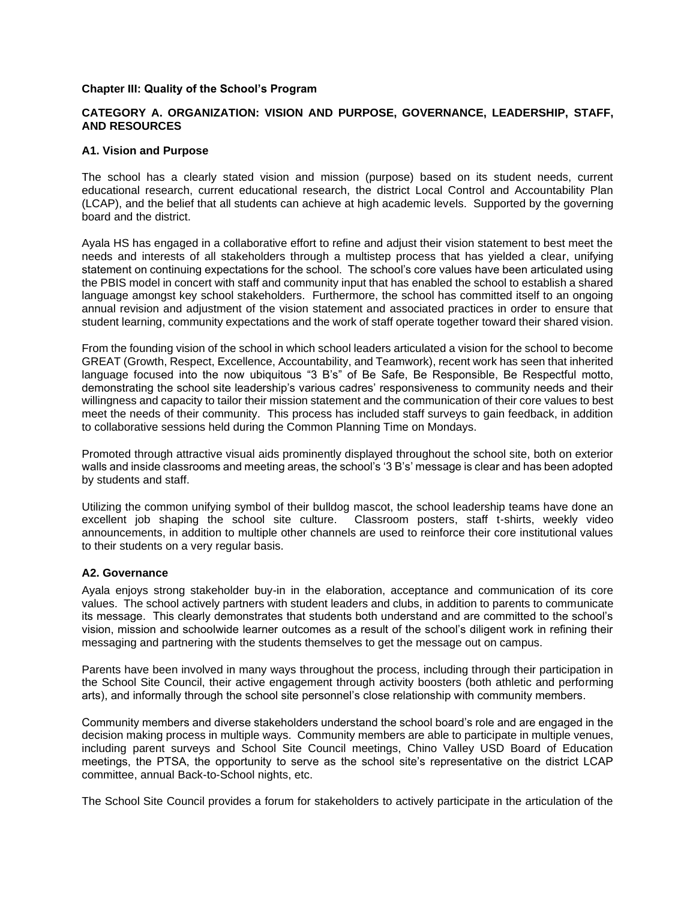**Chapter III: Quality of the School's Program**

**CATEGORY A. ORGANIZATION: VISION AND PURPOSE, GOVERNANCE, LEADERSHIP, STAFF, AND RESOURCES**

**A1. Vision and Purpose**

The school has a clearly stated vision and mission (purpose) based on its student needs, current educational research, current educational research, the district Local Control and Accountability Plan (LCAP), and the belief that all students can achieve at high academic levels. Supported by the governing board and the district.

Ayala HS has engaged in a collaborative effort to refine and adjust their vision statement to best meet the needs and interests of all stakeholders through a multistep process that has yielded a clear, unifying statement on continuing expectations for the school. The school's core values have been articulated using the PBIS model in concert with staff and community input that has enabled the school to establish a shared language amongst key school stakeholders. Furthermore, the school has committed itself to an ongoing annual revision and adjustment of the vision statement and associated practices in order to ensure that student learning, community expectations and the work of staff operate together toward their shared vision.

From the founding vision of the school in which school leaders articulated a vision for the school to become GREAT (Growth, Respect, Excellence, Accountability, and Teamwork), recent work has seen that inherited language focused into the now ubiquitous "3 B's" of Be Safe, Be Responsible, Be Respectful motto, demonstrating the school site leadership's various cadres' responsiveness to community needs and their willingness and capacity to tailor their mission statement and the communication of their core values to best meet the needs of their community. This process has included staff surveys to gain feedback, in addition to collaborative sessions held during the Common Planning Time on Mondays.

Promoted through attractive visual aids prominently displayed throughout the school site, both on exterior walls and inside classrooms and meeting areas, the school's '3 B's' message is clear and has been adopted by students and staff.

Utilizing the common unifying symbol of their bulldog mascot, the school leadership teams have done an excellent job shaping the school site culture. Classroom posters, staff t-shirts, weekly video announcements, in addition to multiple other channels are used to reinforce their core institutional values to their students on a very regular basis.

**A2. Governance**

Ayala enjoys strong stakeholder buy-in in the elaboration, acceptance and communication of its core values. The school actively partners with student leaders and clubs, in addition to parents to communicate its message. This clearly demonstrates that students both understand and are committed to the school's vision, mission and schoolwide learner outcomes as a result of the school's diligent work in refining their messaging and partnering with the students themselves to get the message out on campus.

Parents have been involved in many ways throughout the process, including through their participation in the School Site Council, their active engagement through activity boosters (both athletic and performing arts), and informally through the school site personnel's close relationship with community members.

Community members and diverse stakeholders understand the school board's role and are engaged in the decision making process in multiple ways. Community members are able to participate in multiple venues, including parent surveys and School Site Council meetings, Chino Valley USD Board of Education meetings, the PTSA, the opportunity to serve as the school site's representative on the district LCAP committee, annual Back-to-School nights, etc.

The School Site Council provides a forum for stakeholders to actively participate in the articulation of the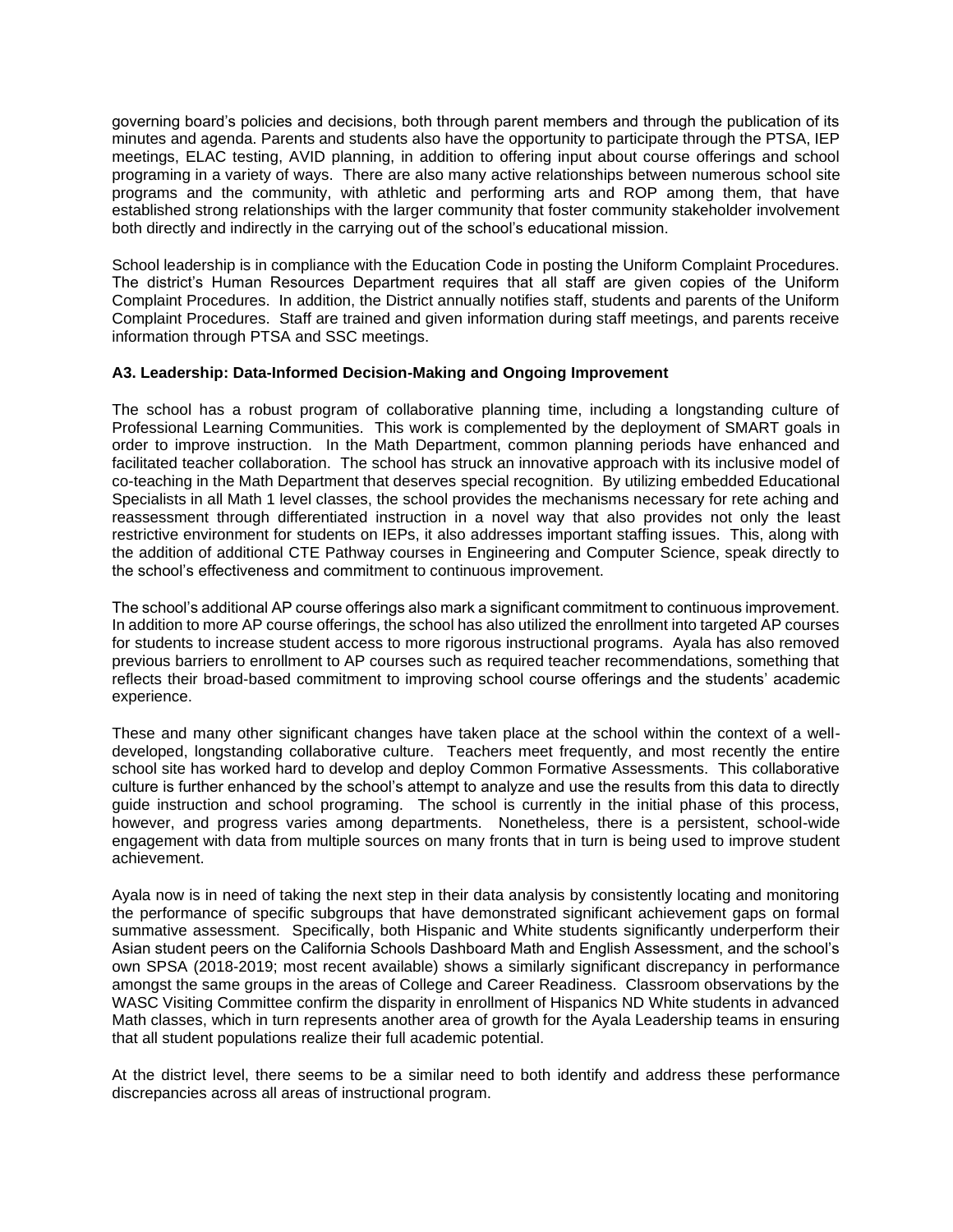governing board's policies and decisions, both through parent members and through the publication of its minutes and agenda. Parents and students also have the opportunity to participate through the PTSA, IEP meetings, ELAC testing, AVID planning, in addition to offering input about course offerings and school programing in a variety of ways. There are also many active relationships between numerous school site programs and the community, with athletic and performing arts and ROP among them, that have established strong relationships with the larger community that foster community stakeholder involvement both directly and indirectly in the carrying out of the school's educational mission.

School leadership is in compliance with the Education Code in posting the Uniform Complaint Procedures. The district's Human Resources Department requires that all staff are given copies of the Uniform Complaint Procedures. In addition, the District annually notifies staff, students and parents of the Uniform Complaint Procedures. Staff are trained and given information during staff meetings, and parents receive information through PTSA and SSC meetings.

**A3. Leadership: Data-Informed Decision-Making and Ongoing Improvement**

The school has a robust program of collaborative planning time, including a longstanding culture of Professional Learning Communities. This work is complemented by the deployment of SMART goals in order to improve instruction. In the Math Department, common planning periods have enhanced and facilitated teacher collaboration. The school has struck an innovative approach with its inclusive model of co-teaching in the Math Department that deserves special recognition. By utilizing embedded Educational Specialists in all Math 1 level classes, the school provides the mechanisms necessary for rete aching and reassessment through differentiated instruction in a novel way that also provides not only the least restrictive environment for students on IEPs, it also addresses important staffing issues. This, along with the addition of additional CTE Pathway courses in Engineering and Computer Science, speak directly to the school's effectiveness and commitment to continuous improvement.

The school's additional AP course offerings also mark a significant commitment to continuous improvement. In addition to more AP course offerings, the school has also utilized the enrollment into targeted AP courses for students to increase student access to more rigorous instructional programs. Ayala has also removed previous barriers to enrollment to AP courses such as required teacher recommendations, something that reflects their broad-based commitment to improving school course offerings and the students' academic experience.

These and many other significant changes have taken place at the school within the context of a well-developed, longstanding collaborative culture. Teachers meet frequently, and most recently the entire school site has worked hard to develop and deploy Common Formative Assessments. This collaborative culture is further enhanced by the school's attempt to analyze and use the results from this data to directly guide instruction and school programing. The school is currently in the initial phase of this process, however, and progress varies among departments. Nonetheless, there is a persistent, school-wide engagement with data from multiple sources on many fronts that in turn is being used to improve student achievement.

Ayala now is in need of taking the next step in their data analysis by consistently locating and monitoring the performance of specific subgroups that have demonstrated significant achievement gaps on formal summative assessment. Specifically, both Hispanic and White students significantly underperform their Asian student peers on the California Schools Dashboard Math and English Assessment, and the school's own SPSA (2018-2019; most recent available) shows a similarly significant discrepancy in performance amongst the same groups in the areas of College and Career Readiness. Classroom observations by the WASC Visiting Committee confirm the disparity in enrollment of Hispanics ND White students in advanced Math classes, which in turn represents another area of growth for the Ayala Leadership teams in ensuring that all student populations realize their full academic potential.

At the district level, there seems to be a similar need to both identify and address these performance discrepancies across all areas of instructional program.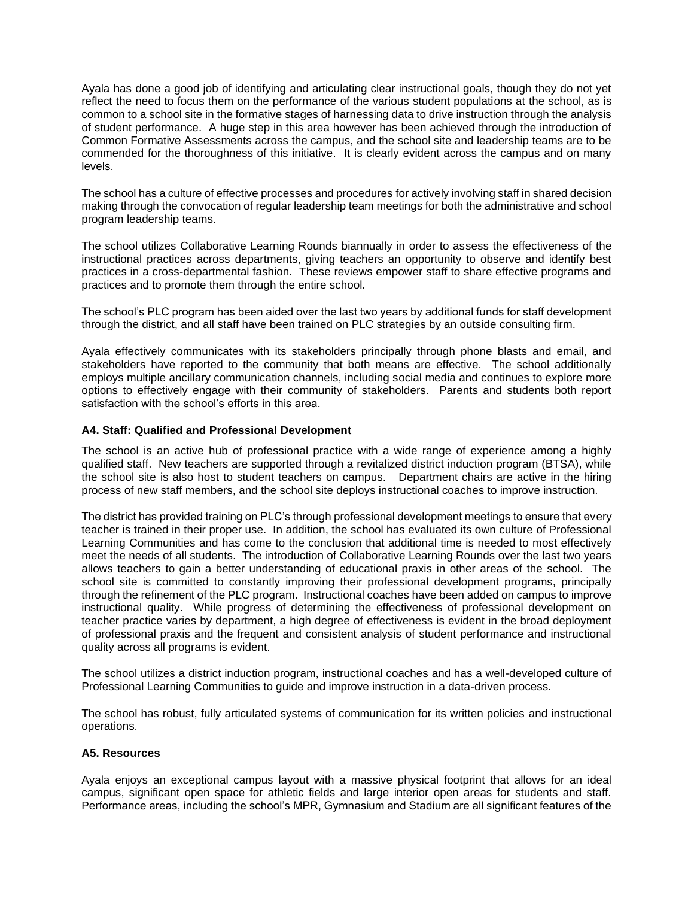Ayala has done a good job of identifying and articulating clear instructional goals, though they do not yet reflect the need to focus them on the performance of the various student populations at the school, as is common to a school site in the formative stages of harnessing data to drive instruction through the analysis of student performance. A huge step in this area however has been achieved through the introduction of Common Formative Assessments across the campus, and the school site and leadership teams are to be commended for the thoroughness of this initiative. It is clearly evident across the campus and on many levels.

The school has a culture of effective processes and procedures for actively involving staff in shared decision making through the convocation of regular leadership team meetings for both the administrative and school program leadership teams.

The school utilizes Collaborative Learning Rounds biannually in order to assess the effectiveness of the instructional practices across departments, giving teachers an opportunity to observe and identify best practices in a cross-departmental fashion. These reviews empower staff to share effective programs and practices and to promote them through the entire school.

The school's PLC program has been aided over the last two years by additional funds for staff development through the district, and all staff have been trained on PLC strategies by an outside consulting firm.

Ayala effectively communicates with its stakeholders principally through phone blasts and email, and stakeholders have reported to the community that both means are effective. The school additionally employs multiple ancillary communication channels, including social media and continues to explore more options to effectively engage with their community of stakeholders. Parents and students both report satisfaction with the school's efforts in this area.

**A4. Staff: Qualified and Professional Development**

The school is an active hub of professional practice with a wide range of experience among a highly qualified staff. New teachers are supported through a revitalized district induction program (BTSA), while the school site is also host to student teachers on campus. Department chairs are active in the hiring process of new staff members, and the school site deploys instructional coaches to improve instruction.

The district has provided training on PLC's through professional development meetings to ensure that every teacher is trained in their proper use. In addition, the school has evaluated its own culture of Professional Learning Communities and has come to the conclusion that additional time is needed to most effectively meet the needs of all students. The introduction of Collaborative Learning Rounds over the last two years allows teachers to gain a better understanding of educational praxis in other areas of the school. The school site is committed to constantly improving their professional development programs, principally through the refinement of the PLC program. Instructional coaches have been added on campus to improve instructional quality. While progress of determining the effectiveness of professional development on teacher practice varies by department, a high degree of effectiveness is evident in the broad deployment of professional praxis and the frequent and consistent analysis of student performance and instructional quality across all programs is evident.

The school utilizes a district induction program, instructional coaches and has a well-developed culture of Professional Learning Communities to guide and improve instruction in a data-driven process.

The school has robust, fully articulated systems of communication for its written policies and instructional operations.

**A5. Resources**

Ayala enjoys an exceptional campus layout with a massive physical footprint that allows for an ideal campus, significant open space for athletic fields and large interior open areas for students and staff. Performance areas, including the school's MPR, Gymnasium and Stadium are all significant features of the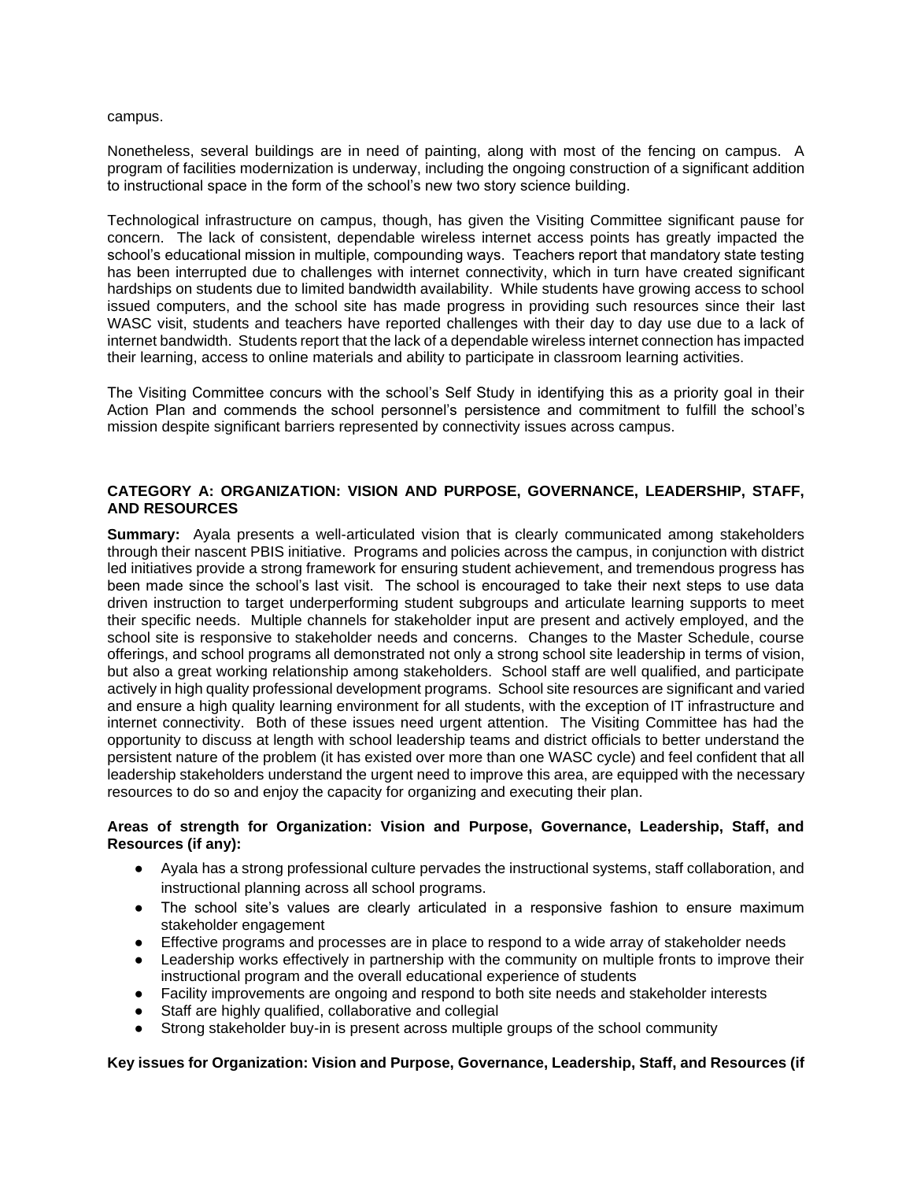campus.

Nonetheless, several buildings are in need of painting, along with most of the fencing on campus. A program of facilities modernization is underway, including the ongoing construction of a significant addition to instructional space in the form of the school's new two story science building.

Technological infrastructure on campus, though, has given the Visiting Committee significant pause for concern. The lack of consistent, dependable wireless internet access points has greatly impacted the school's educational mission in multiple, compounding ways. Teachers report that mandatory state testing has been interrupted due to challenges with internet connectivity, which in turn have created significant hardships on students due to limited bandwidth availability. While students have growing access to school issued computers, and the school site has made progress in providing such resources since their last WASC visit, students and teachers have reported challenges with their day to day use due to a lack of internet bandwidth. Students report that the lack of a dependable wireless internet connection has impacted their learning, access to online materials and ability to participate in classroom learning activities.

The Visiting Committee concurs with the school's Self Study in identifying this as a priority goal in their Action Plan and commends the school personnel's persistence and commitment to fulfill the school's mission despite significant barriers represented by connectivity issues across campus.

**CATEGORY A: ORGANIZATION: VISION AND PURPOSE, GOVERNANCE, LEADERSHIP, STAFF, AND RESOURCES**

**Summary:** Ayala presents a well-articulated vision that is clearly communicated among stakeholders through their nascent PBIS initiative. Programs and policies across the campus, in conjunction with district led initiatives provide a strong framework for ensuring student achievement, and tremendous progress has been made since the school's last visit. The school is encouraged to take their next steps to use data driven instruction to target underperforming student subgroups and articulate learning supports to meet their specific needs. Multiple channels for stakeholder input are present and actively employed, and the school site is responsive to stakeholder needs and concerns. Changes to the Master Schedule, course offerings, and school programs all demonstrated not only a strong school site leadership in terms of vision, but also a great working relationship among stakeholders. School staff are well qualified, and participate actively in high quality professional development programs. School site resources are significant and varied and ensure a high quality learning environment for all students, with the exception of IT infrastructure and internet connectivity. Both of these issues need urgent attention. The Visiting Committee has had the opportunity to discuss at length with school leadership teams and district officials to better understand the persistent nature of the problem (it has existed over more than one WASC cycle) and feel confident that all leadership stakeholders understand the urgent need to improve this area, are equipped with the necessary resources to do so and enjoy the capacity for organizing and executing their plan.

**Areas of strength for Organization: Vision and Purpose, Governance, Leadership, Staff, and Resources (if any):**

- Ayala has a strong professional culture pervades the instructional systems, staff collaboration, and instructional planning across all school programs.
- The school site's values are clearly articulated in a responsive fashion to ensure maximum stakeholder engagement
- Effective programs and processes are in place to respond to a wide array of stakeholder needs
- Leadership works effectively in partnership with the community on multiple fronts to improve their instructional program and the overall educational experience of students
- Facility improvements are ongoing and respond to both site needs and stakeholder interests
- Staff are highly qualified, collaborative and collegial
- Strong stakeholder buy-in is present across multiple groups of the school community

**Key issues for Organization: Vision and Purpose, Governance, Leadership, Staff, and Resources (if**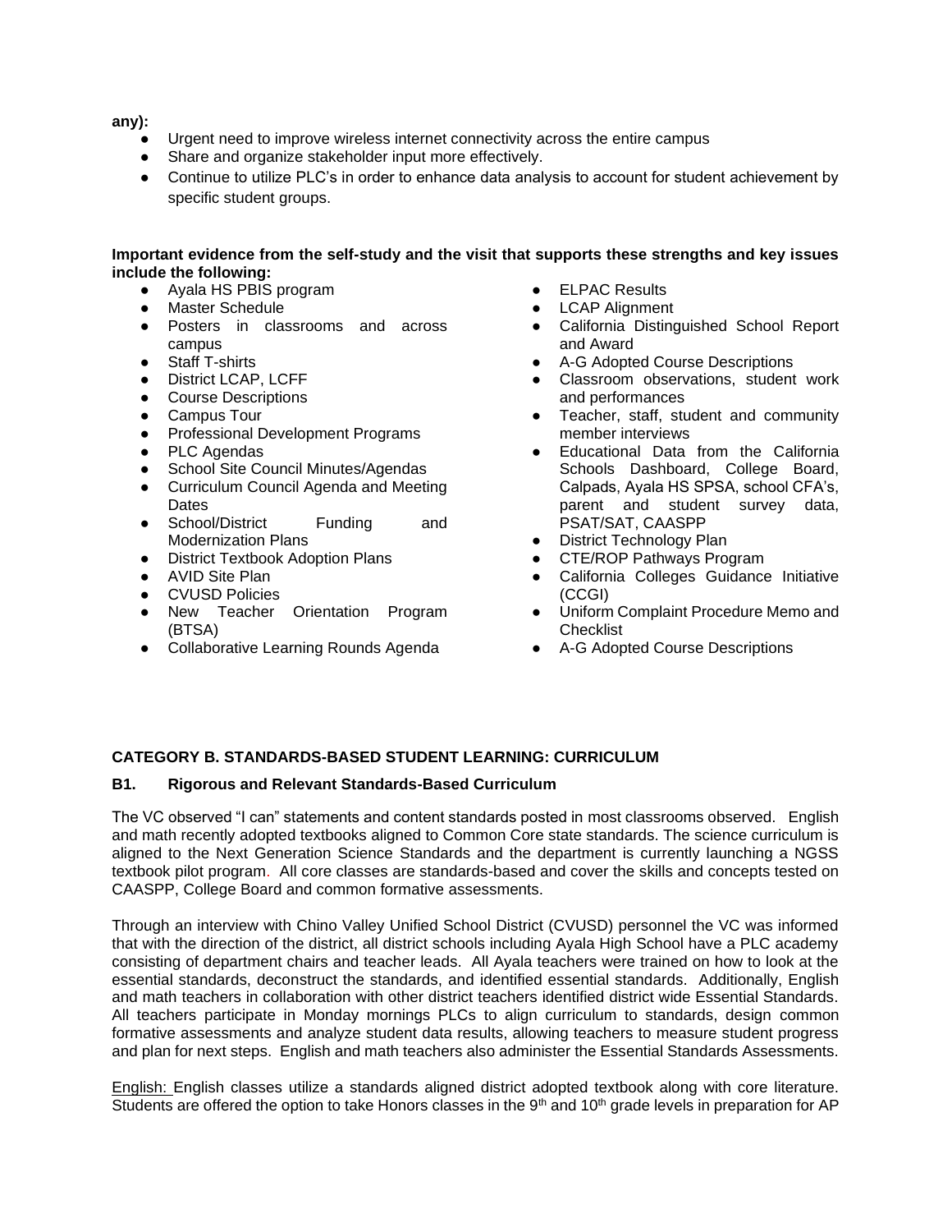**any):**

- Urgent need to improve wireless internet connectivity across the entire campus
- Share and organize stakeholder input more effectively.
- Continue to utilize PLC's in order to enhance data analysis to account for student achievement by specific student groups.

**Important evidence from the self-study and the visit that supports these strengths and key issues include the following:**

- Ayala HS PBIS program
- Master Schedule
- Posters in classrooms and across campus
- Staff T-shirts
- District LCAP, LCFF
- Course Descriptions
- Campus Tour
- Professional Development Programs
- PLC Agendas
- School Site Council Minutes/Agendas
- Curriculum Council Agenda and Meeting Dates
- School/District Funding and Modernization Plans
- District Textbook Adoption Plans
- AVID Site Plan
- CVUSD Policies
- New Teacher Orientation Program (BTSA)
- Collaborative Learning Rounds Agenda
- ELPAC Results
- LCAP Alignment
- California Distinguished School Report and Award
- A-G Adopted Course Descriptions
- Classroom observations, student work and performances
- Teacher, staff, student and community member interviews
- Educational Data from the California Schools Dashboard, College Board, Calpads, Ayala HS SPSA, school CFA's, parent and student survey data, PSAT/SAT, CAASPP
- District Technology Plan
- CTE/ROP Pathways Program
- California Colleges Guidance Initiative (CCGI)
- Uniform Complaint Procedure Memo and Checklist
- A-G Adopted Course Descriptions

**CATEGORY B. STANDARDS-BASED STUDENT LEARNING: CURRICULUM**

**B1. Rigorous and Relevant Standards-Based Curriculum**

The VC observed "I can" statements and content standards posted in most classrooms observed. English and math recently adopted textbooks aligned to Common Core state standards. The science curriculum is aligned to the Next Generation Science Standards and the department is currently launching a NGSS textbook pilot program. All core classes are standards-based and cover the skills and concepts tested on CAASPP, College Board and common formative assessments.

Through an interview with Chino Valley Unified School District (CVUSD) personnel the VC was informed that with the direction of the district, all district schools including Ayala High School have a PLC academy consisting of department chairs and teacher leads. All Ayala teachers were trained on how to look at the essential standards, deconstruct the standards, and identified essential standards. Additionally, English and math teachers in collaboration with other district teachers identified district wide Essential Standards. All teachers participate in Monday mornings PLCs to align curriculum to standards, design common formative assessments and analyze student data results, allowing teachers to measure student progress and plan for next steps. English and math teachers also administer the Essential Standards Assessments.

English: English classes utilize a standards aligned district adopted textbook along with core literature. Students are offered the option to take Honors classes in the 9th and 10th grade levels in preparation for AP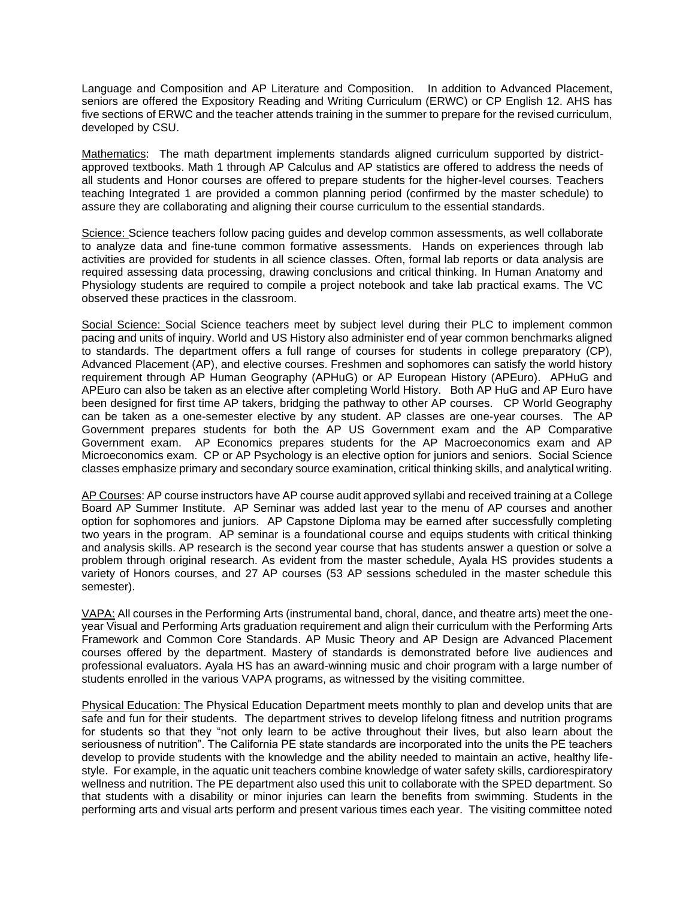Language and Composition and AP Literature and Composition. In addition to Advanced Placement, seniors are offered the Expository Reading and Writing Curriculum (ERWC) or CP English 12. AHS has five sections of ERWC and the teacher attends training in the summer to prepare for the revised curriculum, developed by CSU.

Mathematics: The math department implements standards aligned curriculum supported by district-approved textbooks. Math 1 through AP Calculus and AP statistics are offered to address the needs of all students and Honor courses are offered to prepare students for the higher-level courses. Teachers teaching Integrated 1 are provided a common planning period (confirmed by the master schedule) to assure they are collaborating and aligning their course curriculum to the essential standards.

Science: Science teachers follow pacing guides and develop common assessments, as well collaborate to analyze data and fine-tune common formative assessments. Hands on experiences through lab activities are provided for students in all science classes. Often, formal lab reports or data analysis are required assessing data processing, drawing conclusions and critical thinking. In Human Anatomy and Physiology students are required to compile a project notebook and take lab practical exams. The VC observed these practices in the classroom.

Social Science: Social Science teachers meet by subject level during their PLC to implement common pacing and units of inquiry. World and US History also administer end of year common benchmarks aligned to standards. The department offers a full range of courses for students in college preparatory (CP), Advanced Placement (AP), and elective courses. Freshmen and sophomores can satisfy the world history requirement through AP Human Geography (APHuG) or AP European History (APEuro). APHuG and APEuro can also be taken as an elective after completing World History. Both AP HuG and AP Euro have been designed for first time AP takers, bridging the pathway to other AP courses. CP World Geography can be taken as a one-semester elective by any student. AP classes are one-year courses. The AP Government prepares students for both the AP US Government exam and the AP Comparative Government exam. AP Economics prepares students for the AP Macroeconomics exam and AP Microeconomics exam. CP or AP Psychology is an elective option for juniors and seniors. Social Science classes emphasize primary and secondary source examination, critical thinking skills, and analytical writing.

AP Courses: AP course instructors have AP course audit approved syllabi and received training at a College Board AP Summer Institute. AP Seminar was added last year to the menu of AP courses and another option for sophomores and juniors. AP Capstone Diploma may be earned after successfully completing two years in the program. AP seminar is a foundational course and equips students with critical thinking and analysis skills. AP research is the second year course that has students answer a question or solve a problem through original research. As evident from the master schedule, Ayala HS provides students a variety of Honors courses, and 27 AP courses (53 AP sessions scheduled in the master schedule this semester).

VAPA: All courses in the Performing Arts (instrumental band, choral, dance, and theatre arts) meet the one-year Visual and Performing Arts graduation requirement and align their curriculum with the Performing Arts Framework and Common Core Standards. AP Music Theory and AP Design are Advanced Placement courses offered by the department. Mastery of standards is demonstrated before live audiences and professional evaluators. Ayala HS has an award-winning music and choir program with a large number of students enrolled in the various VAPA programs, as witnessed by the visiting committee.

Physical Education: The Physical Education Department meets monthly to plan and develop units that are safe and fun for their students. The department strives to develop lifelong fitness and nutrition programs for students so that they "not only learn to be active throughout their lives, but also learn about the seriousness of nutrition". The California PE state standards are incorporated into the units the PE teachers develop to provide students with the knowledge and the ability needed to maintain an active, healthy life-style. For example, in the aquatic unit teachers combine knowledge of water safety skills, cardiorespiratory wellness and nutrition. The PE department also used this unit to collaborate with the SPED department. So that students with a disability or minor injuries can learn the benefits from swimming. Students in the performing arts and visual arts perform and present various times each year. The visiting committee noted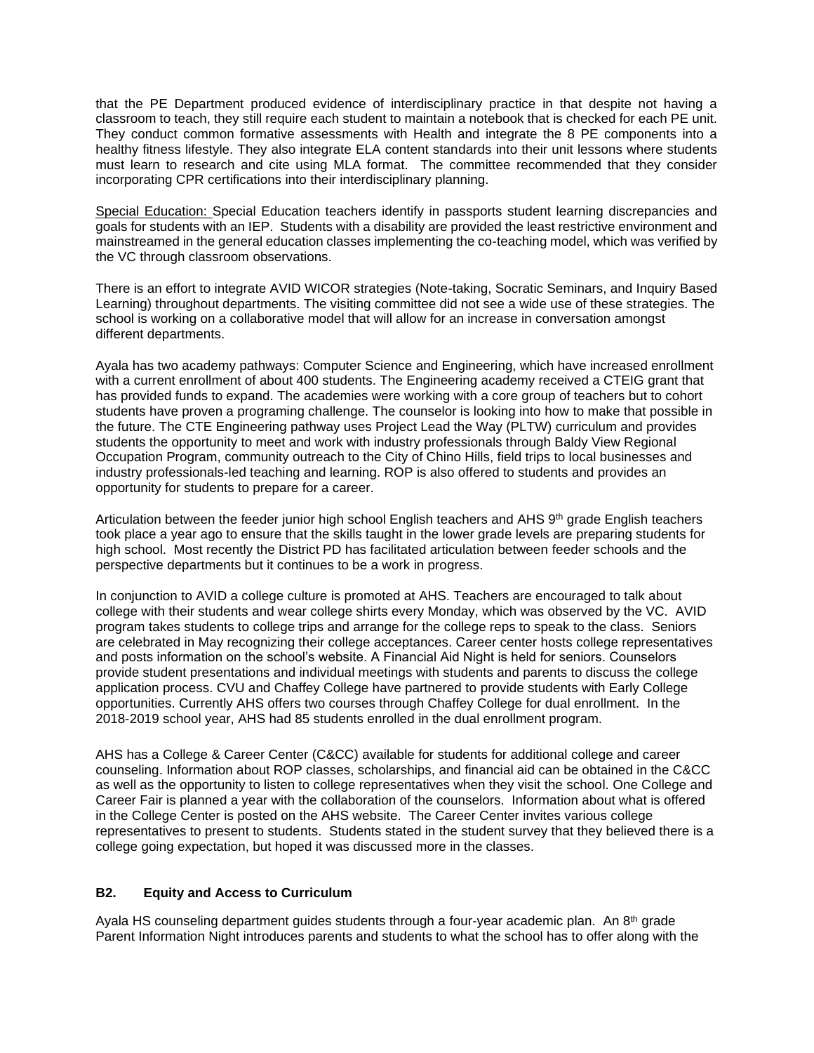that the PE Department produced evidence of interdisciplinary practice in that despite not having a classroom to teach, they still require each student to maintain a notebook that is checked for each PE unit. They conduct common formative assessments with Health and integrate the 8 PE components into a healthy fitness lifestyle. They also integrate ELA content standards into their unit lessons where students must learn to research and cite using MLA format. The committee recommended that they consider incorporating CPR certifications into their interdisciplinary planning.

Special Education: Special Education teachers identify in passports student learning discrepancies and goals for students with an IEP. Students with a disability are provided the least restrictive environment and mainstreamed in the general education classes implementing the co-teaching model, which was verified by the VC through classroom observations.

There is an effort to integrate AVID WICOR strategies (Note-taking, Socratic Seminars, and Inquiry Based Learning) throughout departments. The visiting committee did not see a wide use of these strategies. The school is working on a collaborative model that will allow for an increase in conversation amongst different departments.

Ayala has two academy pathways: Computer Science and Engineering, which have increased enrollment with a current enrollment of about 400 students. The Engineering academy received a CTEIG grant that has provided funds to expand. The academies were working with a core group of teachers but to cohort students have proven a programing challenge. The counselor is looking into how to make that possible in the future. The CTE Engineering pathway uses Project Lead the Way (PLTW) curriculum and provides students the opportunity to meet and work with industry professionals through Baldy View Regional Occupation Program, community outreach to the City of Chino Hills, field trips to local businesses and industry professionals-led teaching and learning. ROP is also offered to students and provides an opportunity for students to prepare for a career.

Articulation between the feeder junior high school English teachers and AHS 9th grade English teachers took place a year ago to ensure that the skills taught in the lower grade levels are preparing students for high school. Most recently the District PD has facilitated articulation between feeder schools and the perspective departments but it continues to be a work in progress.

In conjunction to AVID a college culture is promoted at AHS. Teachers are encouraged to talk about college with their students and wear college shirts every Monday, which was observed by the VC. AVID program takes students to college trips and arrange for the college reps to speak to the class. Seniors are celebrated in May recognizing their college acceptances. Career center hosts college representatives and posts information on the school's website. A Financial Aid Night is held for seniors. Counselors provide student presentations and individual meetings with students and parents to discuss the college application process. CVU and Chaffey College have partnered to provide students with Early College opportunities. Currently AHS offers two courses through Chaffey College for dual enrollment. In the 2018-2019 school year, AHS had 85 students enrolled in the dual enrollment program.

AHS has a College & Career Center (C&CC) available for students for additional college and career counseling. Information about ROP classes, scholarships, and financial aid can be obtained in the C&CC as well as the opportunity to listen to college representatives when they visit the school. One College and Career Fair is planned a year with the collaboration of the counselors. Information about what is offered in the College Center is posted on the AHS website. The Career Center invites various college representatives to present to students. Students stated in the student survey that they believed there is a college going expectation, but hoped it was discussed more in the classes.

### B2. Equity and Access to Curriculum

Ayala HS counseling department guides students through a four-year academic plan. An 8th grade Parent Information Night introduces parents and students to what the school has to offer along with the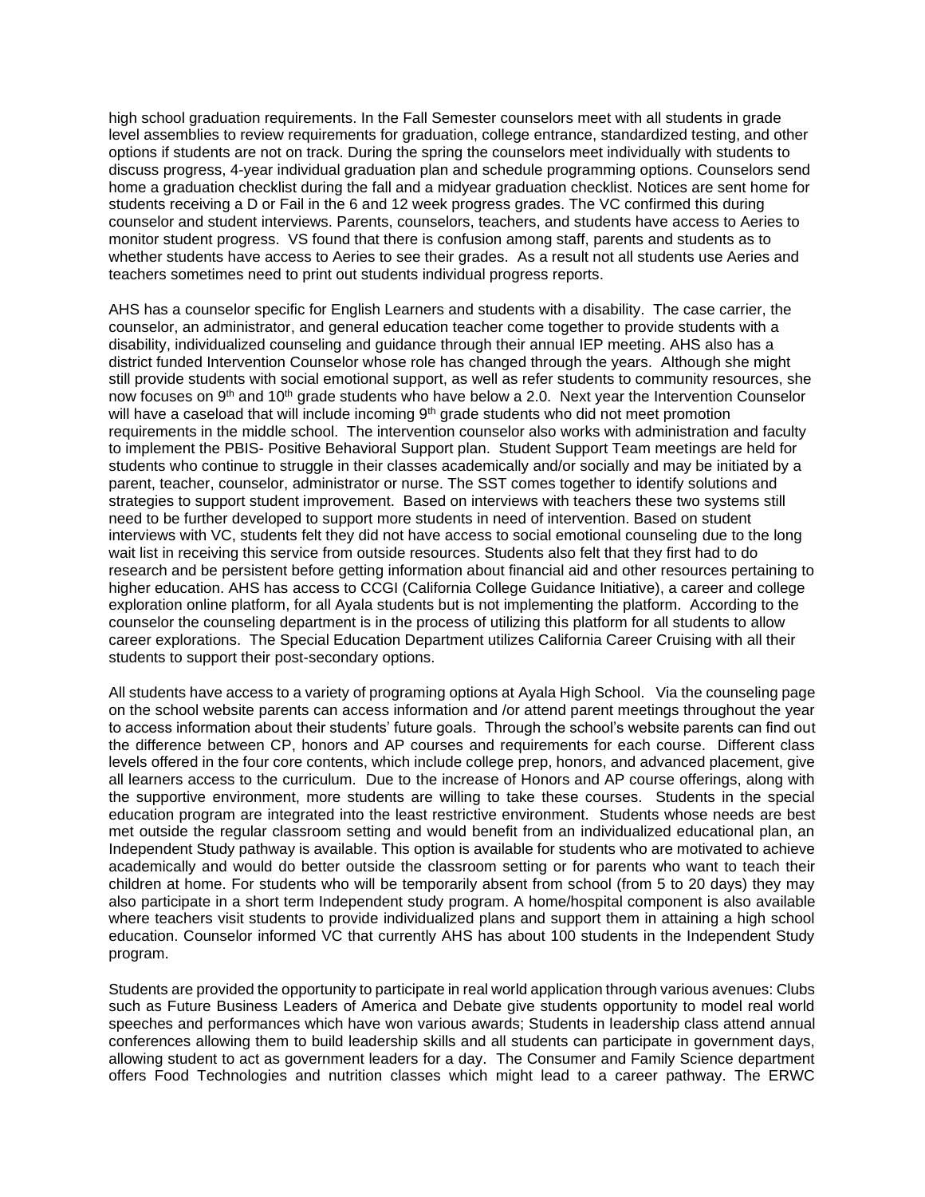high school graduation requirements. In the Fall Semester counselors meet with all students in grade level assemblies to review requirements for graduation, college entrance, standardized testing, and other options if students are not on track. During the spring the counselors meet individually with students to discuss progress, 4-year individual graduation plan and schedule programming options. Counselors send home a graduation checklist during the fall and a midyear graduation checklist. Notices are sent home for students receiving a D or Fail in the 6 and 12 week progress grades. The VC confirmed this during counselor and student interviews. Parents, counselors, teachers, and students have access to Aeries to monitor student progress. VS found that there is confusion among staff, parents and students as to whether students have access to Aeries to see their grades. As a result not all students use Aeries and teachers sometimes need to print out students individual progress reports.

AHS has a counselor specific for English Learners and students with a disability. The case carrier, the counselor, an administrator, and general education teacher come together to provide students with a disability, individualized counseling and guidance through their annual IEP meeting. AHS also has a district funded Intervention Counselor whose role has changed through the years. Although she might still provide students with social emotional support, as well as refer students to community resources, she now focuses on 9th and 10th grade students who have below a 2.0. Next year the Intervention Counselor will have a caseload that will include incoming 9th grade students who did not meet promotion requirements in the middle school. The intervention counselor also works with administration and faculty to implement the PBIS- Positive Behavioral Support plan. Student Support Team meetings are held for students who continue to struggle in their classes academically and/or socially and may be initiated by a parent, teacher, counselor, administrator or nurse. The SST comes together to identify solutions and strategies to support student improvement. Based on interviews with teachers these two systems still need to be further developed to support more students in need of intervention. Based on student interviews with VC, students felt they did not have access to social emotional counseling due to the long wait list in receiving this service from outside resources. Students also felt that they first had to do research and be persistent before getting information about financial aid and other resources pertaining to higher education. AHS has access to CCGI (California College Guidance Initiative), a career and college exploration online platform, for all Ayala students but is not implementing the platform. According to the counselor the counseling department is in the process of utilizing this platform for all students to allow career explorations. The Special Education Department utilizes California Career Cruising with all their students to support their post-secondary options.

All students have access to a variety of programing options at Ayala High School. Via the counseling page on the school website parents can access information and /or attend parent meetings throughout the year to access information about their students' future goals. Through the school's website parents can find out the difference between CP, honors and AP courses and requirements for each course. Different class levels offered in the four core contents, which include college prep, honors, and advanced placement, give all learners access to the curriculum. Due to the increase of Honors and AP course offerings, along with the supportive environment, more students are willing to take these courses. Students in the special education program are integrated into the least restrictive environment. Students whose needs are best met outside the regular classroom setting and would benefit from an individualized educational plan, an Independent Study pathway is available. This option is available for students who are motivated to achieve academically and would do better outside the classroom setting or for parents who want to teach their children at home. For students who will be temporarily absent from school (from 5 to 20 days) they may also participate in a short term Independent study program. A home/hospital component is also available where teachers visit students to provide individualized plans and support them in attaining a high school education. Counselor informed VC that currently AHS has about 100 students in the Independent Study program.

Students are provided the opportunity to participate in real world application through various avenues: Clubs such as Future Business Leaders of America and Debate give students opportunity to model real world speeches and performances which have won various awards; Students in leadership class attend annual conferences allowing them to build leadership skills and all students can participate in government days, allowing student to act as government leaders for a day. The Consumer and Family Science department offers Food Technologies and nutrition classes which might lead to a career pathway. The ERWC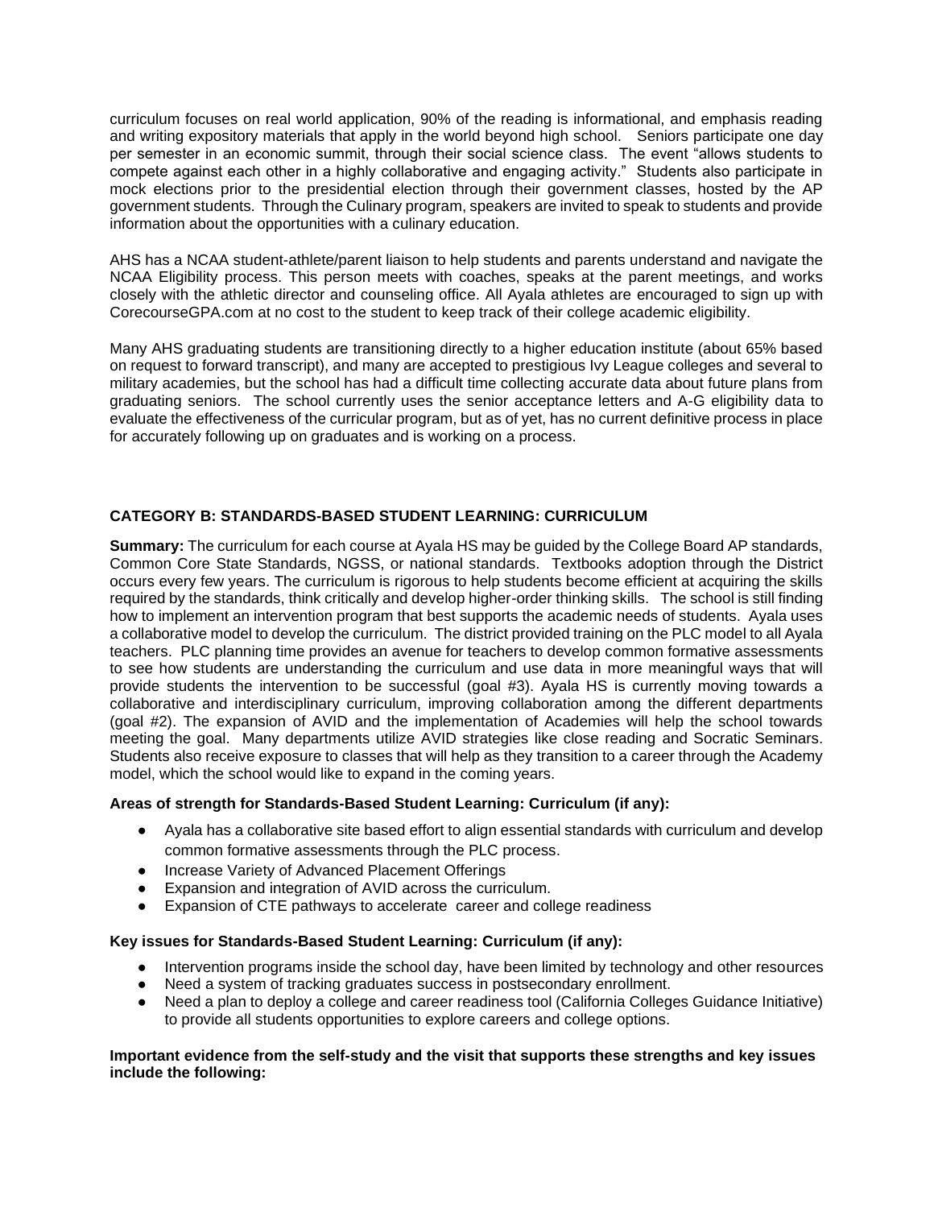curriculum focuses on real world application, 90% of the reading is informational, and emphasis reading and writing expository materials that apply in the world beyond high school. Seniors participate one day per semester in an economic summit, through their social science class. The event "allows students to compete against each other in a highly collaborative and engaging activity." Students also participate in mock elections prior to the presidential election through their government classes, hosted by the AP government students. Through the Culinary program, speakers are invited to speak to students and provide information about the opportunities with a culinary education.

AHS has a NCAA student-athlete/parent liaison to help students and parents understand and navigate the NCAA Eligibility process. This person meets with coaches, speaks at the parent meetings, and works closely with the athletic director and counseling office. All Ayala athletes are encouraged to sign up with CorecourseGPA.com at no cost to the student to keep track of their college academic eligibility.

Many AHS graduating students are transitioning directly to a higher education institute (about 65% based on request to forward transcript), and many are accepted to prestigious Ivy League colleges and several to military academies, but the school has had a difficult time collecting accurate data about future plans from graduating seniors. The school currently uses the senior acceptance letters and A-G eligibility data to evaluate the effectiveness of the curricular program, but as of yet, has no current definitive process in place for accurately following up on graduates and is working on a process.

## CATEGORY B: STANDARDS-BASED STUDENT LEARNING: CURRICULUM

**Summary:** The curriculum for each course at Ayala HS may be guided by the College Board AP standards, Common Core State Standards, NGSS, or national standards. Textbooks adoption through the District occurs every few years. The curriculum is rigorous to help students become efficient at acquiring the skills required by the standards, think critically and develop higher-order thinking skills. The school is still finding how to implement an intervention program that best supports the academic needs of students. Ayala uses a collaborative model to develop the curriculum. The district provided training on the PLC model to all Ayala teachers. PLC planning time provides an avenue for teachers to develop common formative assessments to see how students are understanding the curriculum and use data in more meaningful ways that will provide students the intervention to be successful (goal #3). Ayala HS is currently moving towards a collaborative and interdisciplinary curriculum, improving collaboration among the different departments (goal #2). The expansion of AVID and the implementation of Academies will help the school towards meeting the goal. Many departments utilize AVID strategies like close reading and Socratic Seminars. Students also receive exposure to classes that will help as they transition to a career through the Academy model, which the school would like to expand in the coming years.

**Areas of strength for Standards-Based Student Learning: Curriculum (if any):**

- Ayala has a collaborative site based effort to align essential standards with curriculum and develop common formative assessments through the PLC process.
- Increase Variety of Advanced Placement Offerings
- Expansion and integration of AVID across the curriculum.
- Expansion of CTE pathways to accelerate career and college readiness

**Key issues for Standards-Based Student Learning: Curriculum (if any):**

- Intervention programs inside the school day, have been limited by technology and other resources
- Need a system of tracking graduates success in postsecondary enrollment.
- Need a plan to deploy a college and career readiness tool (California Colleges Guidance Initiative) to provide all students opportunities to explore careers and college options.

**Important evidence from the self-study and the visit that supports these strengths and key issues include the following:**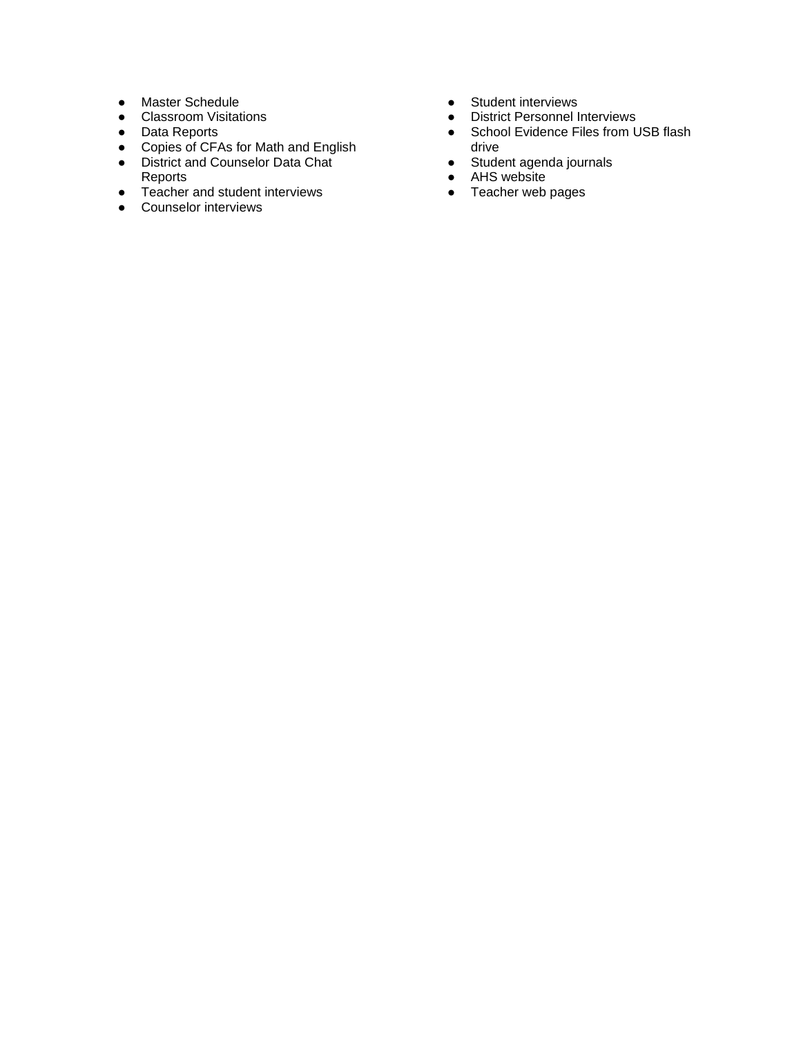- Master Schedule
- Classroom Visitations
- Data Reports
- Copies of CFAs for Math and English
- District and Counselor Data Chat Reports
- Teacher and student interviews
- Counselor interviews
- Student interviews
- District Personnel Interviews
- School Evidence Files from USB flash drive
- Student agenda journals
- AHS website
- Teacher web pages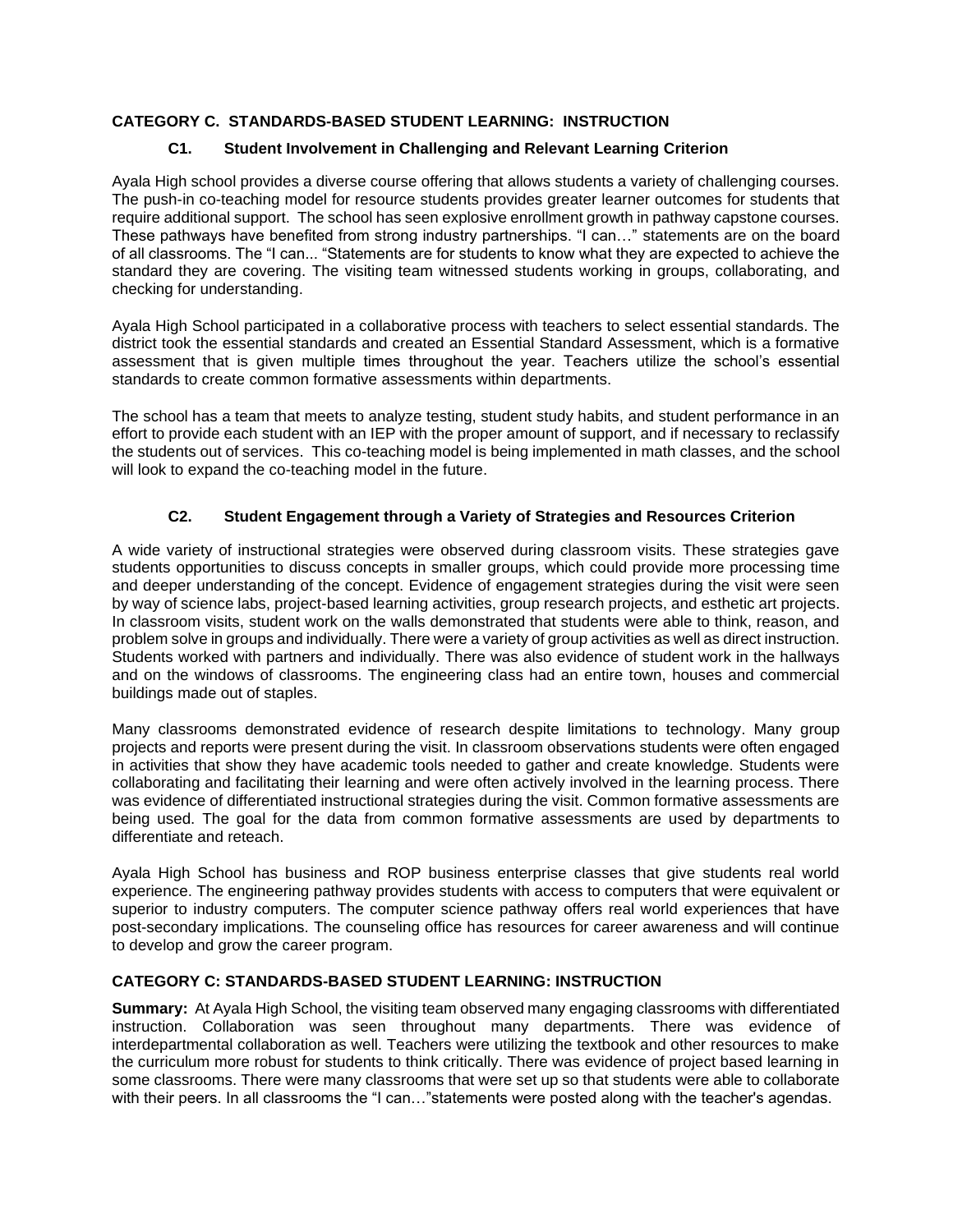## CATEGORY C. STANDARDS-BASED STUDENT LEARNING: INSTRUCTION

### C1. Student Involvement in Challenging and Relevant Learning Criterion

Ayala High school provides a diverse course offering that allows students a variety of challenging courses. The push-in co-teaching model for resource students provides greater learner outcomes for students that require additional support. The school has seen explosive enrollment growth in pathway capstone courses. These pathways have benefited from strong industry partnerships. "I can…" statements are on the board of all classrooms. The "I can... "Statements are for students to know what they are expected to achieve the standard they are covering. The visiting team witnessed students working in groups, collaborating, and checking for understanding.

Ayala High School participated in a collaborative process with teachers to select essential standards. The district took the essential standards and created an Essential Standard Assessment, which is a formative assessment that is given multiple times throughout the year. Teachers utilize the school's essential standards to create common formative assessments within departments.

The school has a team that meets to analyze testing, student study habits, and student performance in an effort to provide each student with an IEP with the proper amount of support, and if necessary to reclassify the students out of services. This co-teaching model is being implemented in math classes, and the school will look to expand the co-teaching model in the future.

### C2. Student Engagement through a Variety of Strategies and Resources Criterion

A wide variety of instructional strategies were observed during classroom visits. These strategies gave students opportunities to discuss concepts in smaller groups, which could provide more processing time and deeper understanding of the concept. Evidence of engagement strategies during the visit were seen by way of science labs, project-based learning activities, group research projects, and esthetic art projects. In classroom visits, student work on the walls demonstrated that students were able to think, reason, and problem solve in groups and individually. There were a variety of group activities as well as direct instruction. Students worked with partners and individually. There was also evidence of student work in the hallways and on the windows of classrooms. The engineering class had an entire town, houses and commercial buildings made out of staples.

Many classrooms demonstrated evidence of research despite limitations to technology. Many group projects and reports were present during the visit. In classroom observations students were often engaged in activities that show they have academic tools needed to gather and create knowledge. Students were collaborating and facilitating their learning and were often actively involved in the learning process. There was evidence of differentiated instructional strategies during the visit. Common formative assessments are being used. The goal for the data from common formative assessments are used by departments to differentiate and reteach.

Ayala High School has business and ROP business enterprise classes that give students real world experience. The engineering pathway provides students with access to computers that were equivalent or superior to industry computers. The computer science pathway offers real world experiences that have post-secondary implications. The counseling office has resources for career awareness and will continue to develop and grow the career program.

## CATEGORY C: STANDARDS-BASED STUDENT LEARNING: INSTRUCTION

**Summary:** At Ayala High School, the visiting team observed many engaging classrooms with differentiated instruction. Collaboration was seen throughout many departments. There was evidence of interdepartmental collaboration as well. Teachers were utilizing the textbook and other resources to make the curriculum more robust for students to think critically. There was evidence of project based learning in some classrooms. There were many classrooms that were set up so that students were able to collaborate with their peers. In all classrooms the "I can…"statements were posted along with the teacher's agendas.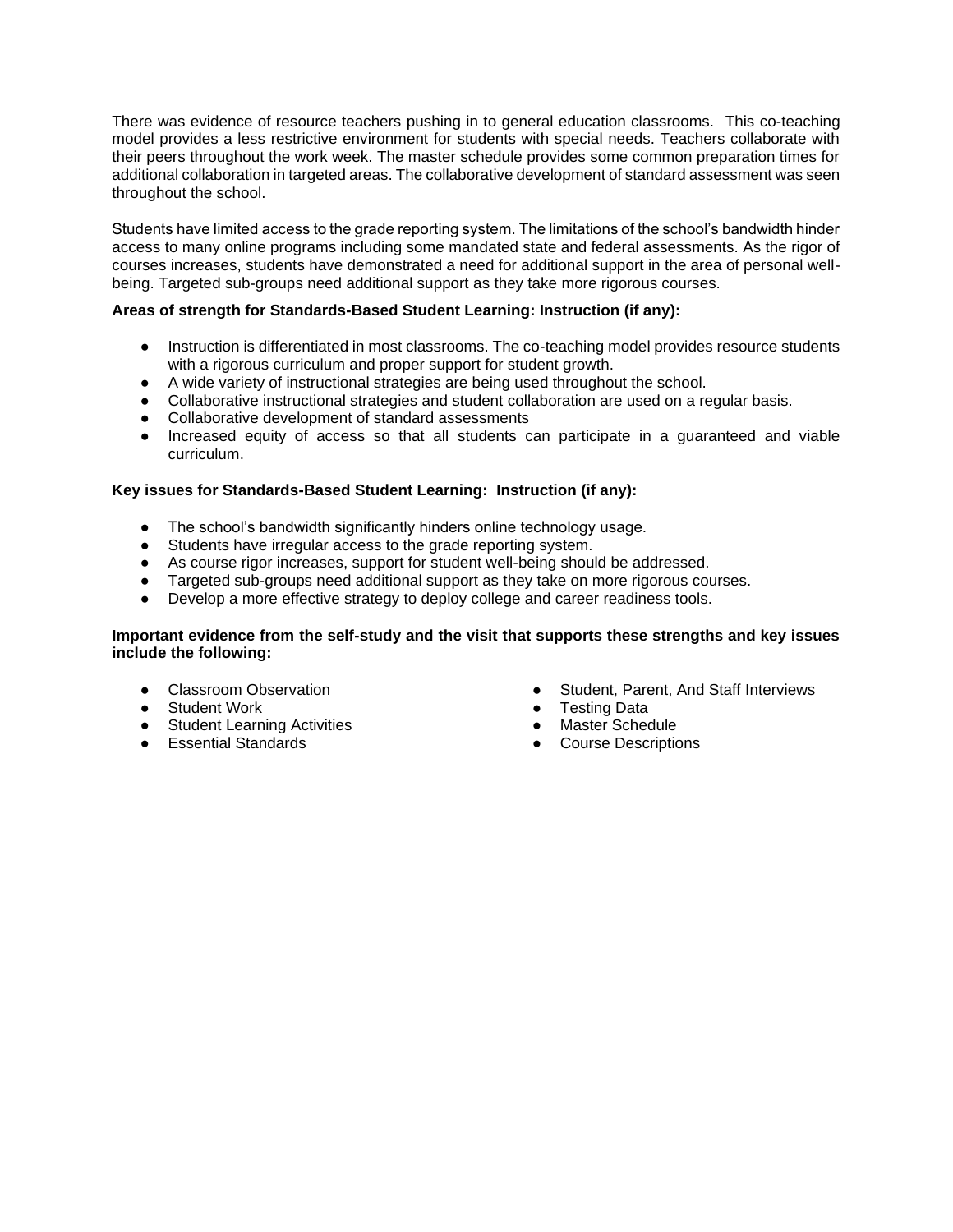There was evidence of resource teachers pushing in to general education classrooms. This co-teaching model provides a less restrictive environment for students with special needs. Teachers collaborate with their peers throughout the work week. The master schedule provides some common preparation times for additional collaboration in targeted areas. The collaborative development of standard assessment was seen throughout the school.

Students have limited access to the grade reporting system. The limitations of the school's bandwidth hinder access to many online programs including some mandated state and federal assessments. As the rigor of courses increases, students have demonstrated a need for additional support in the area of personal well-being. Targeted sub-groups need additional support as they take more rigorous courses.

**Areas of strength for Standards-Based Student Learning: Instruction (if any):**

- Instruction is differentiated in most classrooms. The co-teaching model provides resource students with a rigorous curriculum and proper support for student growth.
- A wide variety of instructional strategies are being used throughout the school.
- Collaborative instructional strategies and student collaboration are used on a regular basis.
- Collaborative development of standard assessments
- Increased equity of access so that all students can participate in a guaranteed and viable curriculum.

**Key issues for Standards-Based Student Learning: Instruction (if any):**

- The school's bandwidth significantly hinders online technology usage.
- Students have irregular access to the grade reporting system.
- As course rigor increases, support for student well-being should be addressed.
- Targeted sub-groups need additional support as they take on more rigorous courses.
- Develop a more effective strategy to deploy college and career readiness tools.

**Important evidence from the self-study and the visit that supports these strengths and key issues include the following:**

- Classroom Observation
- Student Work
- Student Learning Activities
- Essential Standards
- Student, Parent, And Staff Interviews
- Testing Data
- Master Schedule
- Course Descriptions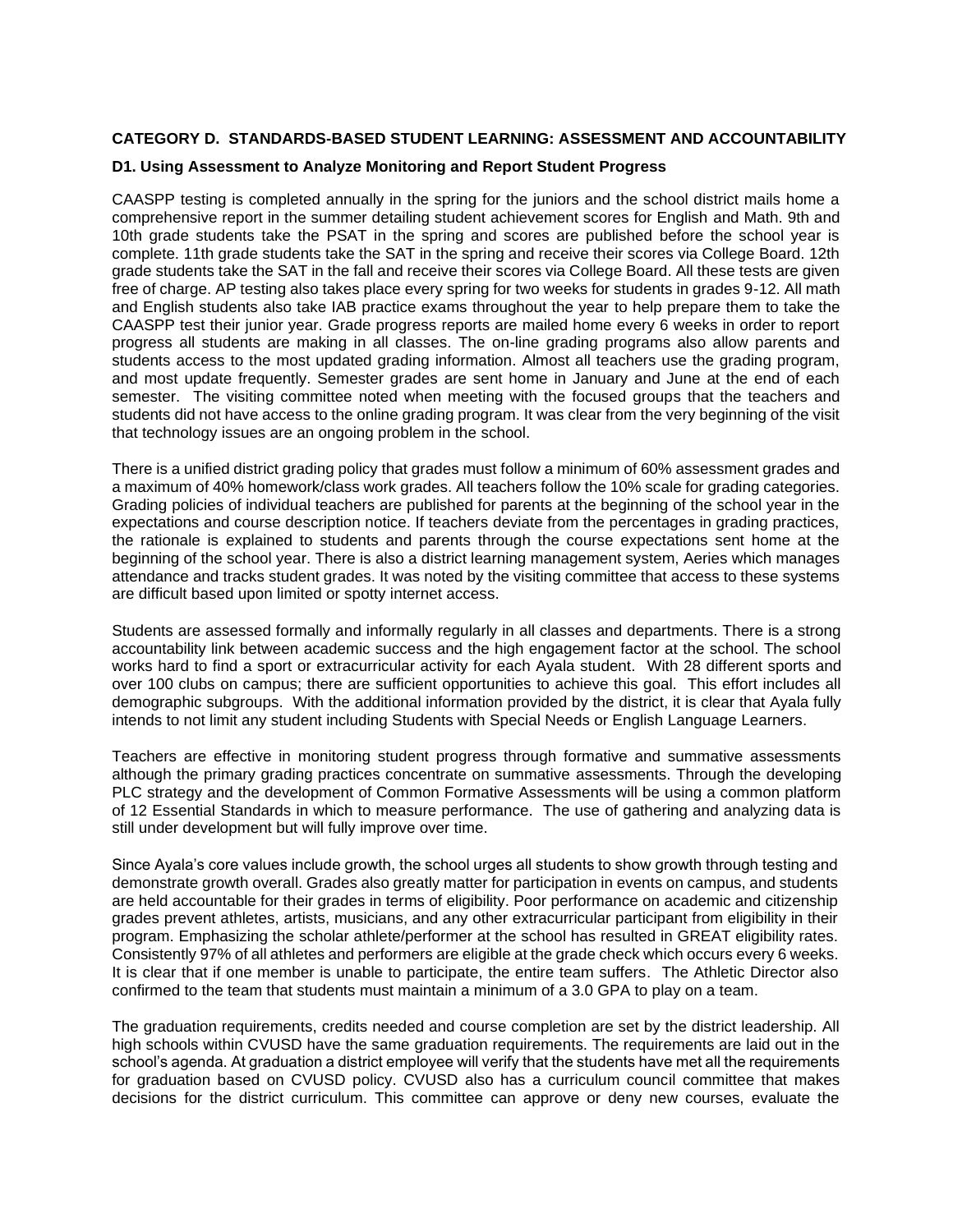**CATEGORY D. STANDARDS-BASED STUDENT LEARNING: ASSESSMENT AND ACCOUNTABILITY**

**D1. Using Assessment to Analyze Monitoring and Report Student Progress**

CAASPP testing is completed annually in the spring for the juniors and the school district mails home a comprehensive report in the summer detailing student achievement scores for English and Math. 9th and 10th grade students take the PSAT in the spring and scores are published before the school year is complete. 11th grade students take the SAT in the spring and receive their scores via College Board. 12th grade students take the SAT in the fall and receive their scores via College Board. All these tests are given free of charge. AP testing also takes place every spring for two weeks for students in grades 9-12. All math and English students also take IAB practice exams throughout the year to help prepare them to take the CAASPP test their junior year. Grade progress reports are mailed home every 6 weeks in order to report progress all students are making in all classes. The on-line grading programs also allow parents and students access to the most updated grading information. Almost all teachers use the grading program, and most update frequently. Semester grades are sent home in January and June at the end of each semester. The visiting committee noted when meeting with the focused groups that the teachers and students did not have access to the online grading program. It was clear from the very beginning of the visit that technology issues are an ongoing problem in the school.

There is a unified district grading policy that grades must follow a minimum of 60% assessment grades and a maximum of 40% homework/class work grades. All teachers follow the 10% scale for grading categories. Grading policies of individual teachers are published for parents at the beginning of the school year in the expectations and course description notice. If teachers deviate from the percentages in grading practices, the rationale is explained to students and parents through the course expectations sent home at the beginning of the school year. There is also a district learning management system, Aeries which manages attendance and tracks student grades. It was noted by the visiting committee that access to these systems are difficult based upon limited or spotty internet access.

Students are assessed formally and informally regularly in all classes and departments. There is a strong accountability link between academic success and the high engagement factor at the school. The school works hard to find a sport or extracurricular activity for each Ayala student. With 28 different sports and over 100 clubs on campus; there are sufficient opportunities to achieve this goal. This effort includes all demographic subgroups. With the additional information provided by the district, it is clear that Ayala fully intends to not limit any student including Students with Special Needs or English Language Learners.

Teachers are effective in monitoring student progress through formative and summative assessments although the primary grading practices concentrate on summative assessments. Through the developing PLC strategy and the development of Common Formative Assessments will be using a common platform of 12 Essential Standards in which to measure performance. The use of gathering and analyzing data is still under development but will fully improve over time.

Since Ayala's core values include growth, the school urges all students to show growth through testing and demonstrate growth overall. Grades also greatly matter for participation in events on campus, and students are held accountable for their grades in terms of eligibility. Poor performance on academic and citizenship grades prevent athletes, artists, musicians, and any other extracurricular participant from eligibility in their program. Emphasizing the scholar athlete/performer at the school has resulted in GREAT eligibility rates. Consistently 97% of all athletes and performers are eligible at the grade check which occurs every 6 weeks. It is clear that if one member is unable to participate, the entire team suffers. The Athletic Director also confirmed to the team that students must maintain a minimum of a 3.0 GPA to play on a team.

The graduation requirements, credits needed and course completion are set by the district leadership. All high schools within CVUSD have the same graduation requirements. The requirements are laid out in the school's agenda. At graduation a district employee will verify that the students have met all the requirements for graduation based on CVUSD policy. CVUSD also has a curriculum council committee that makes decisions for the district curriculum. This committee can approve or deny new courses, evaluate the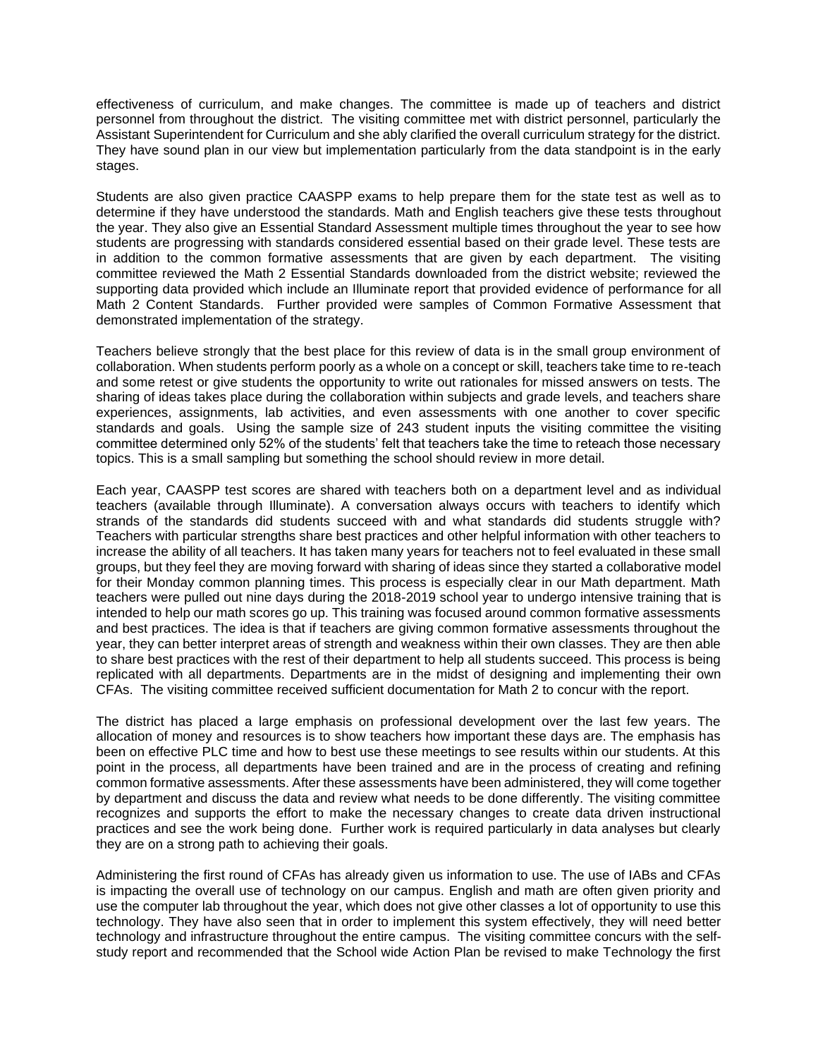effectiveness of curriculum, and make changes. The committee is made up of teachers and district personnel from throughout the district. The visiting committee met with district personnel, particularly the Assistant Superintendent for Curriculum and she ably clarified the overall curriculum strategy for the district. They have sound plan in our view but implementation particularly from the data standpoint is in the early stages.

Students are also given practice CAASPP exams to help prepare them for the state test as well as to determine if they have understood the standards. Math and English teachers give these tests throughout the year. They also give an Essential Standard Assessment multiple times throughout the year to see how students are progressing with standards considered essential based on their grade level. These tests are in addition to the common formative assessments that are given by each department. The visiting committee reviewed the Math 2 Essential Standards downloaded from the district website; reviewed the supporting data provided which include an Illuminate report that provided evidence of performance for all Math 2 Content Standards. Further provided were samples of Common Formative Assessment that demonstrated implementation of the strategy.

Teachers believe strongly that the best place for this review of data is in the small group environment of collaboration. When students perform poorly as a whole on a concept or skill, teachers take time to re-teach and some retest or give students the opportunity to write out rationales for missed answers on tests. The sharing of ideas takes place during the collaboration within subjects and grade levels, and teachers share experiences, assignments, lab activities, and even assessments with one another to cover specific standards and goals. Using the sample size of 243 student inputs the visiting committee the visiting committee determined only 52% of the students' felt that teachers take the time to reteach those necessary topics. This is a small sampling but something the school should review in more detail.

Each year, CAASPP test scores are shared with teachers both on a department level and as individual teachers (available through Illuminate). A conversation always occurs with teachers to identify which strands of the standards did students succeed with and what standards did students struggle with? Teachers with particular strengths share best practices and other helpful information with other teachers to increase the ability of all teachers. It has taken many years for teachers not to feel evaluated in these small groups, but they feel they are moving forward with sharing of ideas since they started a collaborative model for their Monday common planning times. This process is especially clear in our Math department. Math teachers were pulled out nine days during the 2018-2019 school year to undergo intensive training that is intended to help our math scores go up. This training was focused around common formative assessments and best practices. The idea is that if teachers are giving common formative assessments throughout the year, they can better interpret areas of strength and weakness within their own classes. They are then able to share best practices with the rest of their department to help all students succeed. This process is being replicated with all departments. Departments are in the midst of designing and implementing their own CFAs. The visiting committee received sufficient documentation for Math 2 to concur with the report.

The district has placed a large emphasis on professional development over the last few years. The allocation of money and resources is to show teachers how important these days are. The emphasis has been on effective PLC time and how to best use these meetings to see results within our students. At this point in the process, all departments have been trained and are in the process of creating and refining common formative assessments. After these assessments have been administered, they will come together by department and discuss the data and review what needs to be done differently. The visiting committee recognizes and supports the effort to make the necessary changes to create data driven instructional practices and see the work being done. Further work is required particularly in data analyses but clearly they are on a strong path to achieving their goals.

Administering the first round of CFAs has already given us information to use. The use of IABs and CFAs is impacting the overall use of technology on our campus. English and math are often given priority and use the computer lab throughout the year, which does not give other classes a lot of opportunity to use this technology. They have also seen that in order to implement this system effectively, they will need better technology and infrastructure throughout the entire campus. The visiting committee concurs with the self-study report and recommended that the School wide Action Plan be revised to make Technology the first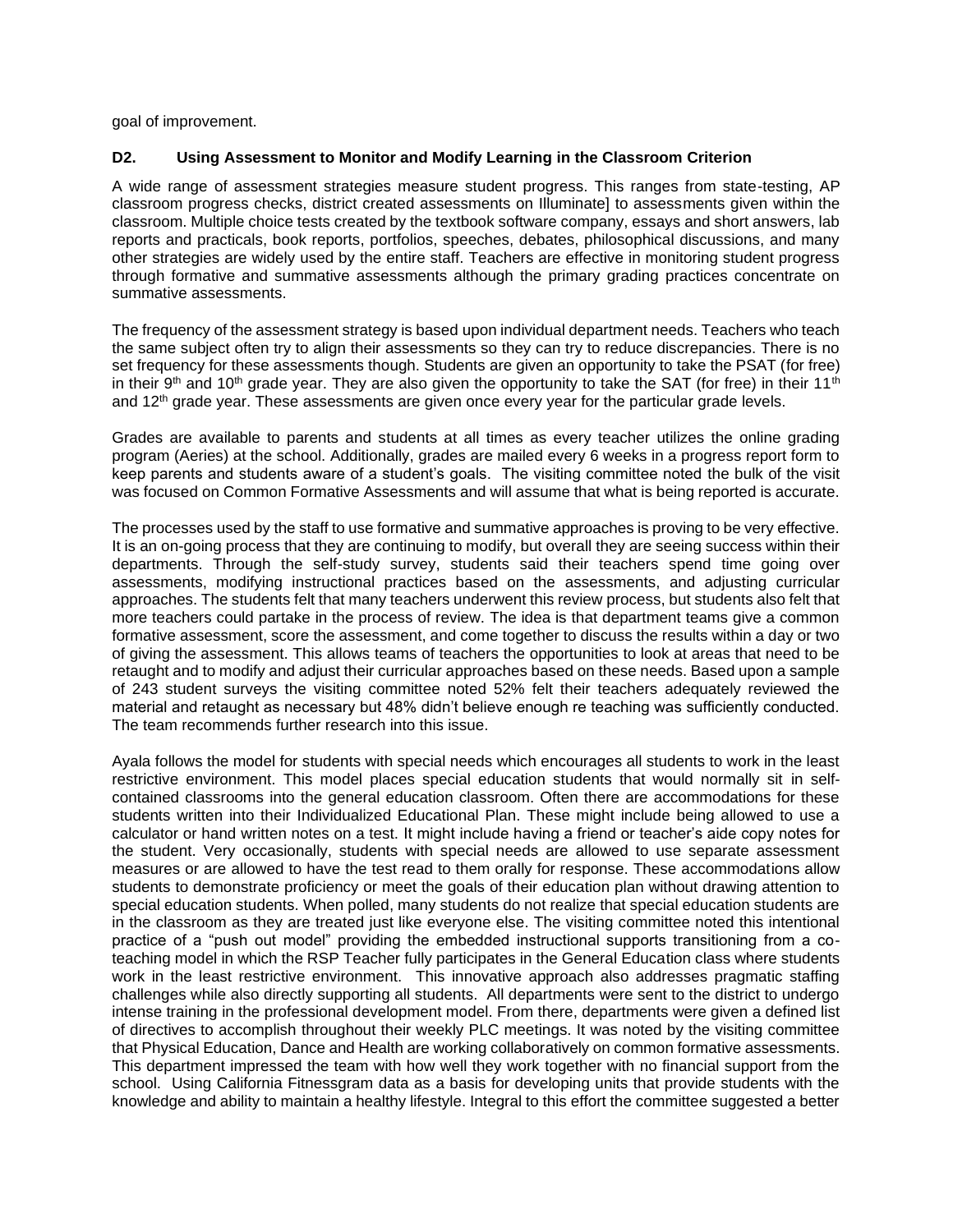goal of improvement.

### D2. Using Assessment to Monitor and Modify Learning in the Classroom Criterion

A wide range of assessment strategies measure student progress. This ranges from state-testing, AP classroom progress checks, district created assessments on Illuminate] to assessments given within the classroom. Multiple choice tests created by the textbook software company, essays and short answers, lab reports and practicals, book reports, portfolios, speeches, debates, philosophical discussions, and many other strategies are widely used by the entire staff. Teachers are effective in monitoring student progress through formative and summative assessments although the primary grading practices concentrate on summative assessments.

The frequency of the assessment strategy is based upon individual department needs. Teachers who teach the same subject often try to align their assessments so they can try to reduce discrepancies. There is no set frequency for these assessments though. Students are given an opportunity to take the PSAT (for free) in their 9th and 10th grade year. They are also given the opportunity to take the SAT (for free) in their 11th and 12th grade year. These assessments are given once every year for the particular grade levels.

Grades are available to parents and students at all times as every teacher utilizes the online grading program (Aeries) at the school. Additionally, grades are mailed every 6 weeks in a progress report form to keep parents and students aware of a student's goals. The visiting committee noted the bulk of the visit was focused on Common Formative Assessments and will assume that what is being reported is accurate.

The processes used by the staff to use formative and summative approaches is proving to be very effective. It is an on-going process that they are continuing to modify, but overall they are seeing success within their departments. Through the self-study survey, students said their teachers spend time going over assessments, modifying instructional practices based on the assessments, and adjusting curricular approaches. The students felt that many teachers underwent this review process, but students also felt that more teachers could partake in the process of review. The idea is that department teams give a common formative assessment, score the assessment, and come together to discuss the results within a day or two of giving the assessment. This allows teams of teachers the opportunities to look at areas that need to be retaught and to modify and adjust their curricular approaches based on these needs. Based upon a sample of 243 student surveys the visiting committee noted 52% felt their teachers adequately reviewed the material and retaught as necessary but 48% didn't believe enough re teaching was sufficiently conducted. The team recommends further research into this issue.

Ayala follows the model for students with special needs which encourages all students to work in the least restrictive environment. This model places special education students that would normally sit in self-contained classrooms into the general education classroom. Often there are accommodations for these students written into their Individualized Educational Plan. These might include being allowed to use a calculator or hand written notes on a test. It might include having a friend or teacher's aide copy notes for the student. Very occasionally, students with special needs are allowed to use separate assessment measures or are allowed to have the test read to them orally for response. These accommodations allow students to demonstrate proficiency or meet the goals of their education plan without drawing attention to special education students. When polled, many students do not realize that special education students are in the classroom as they are treated just like everyone else. The visiting committee noted this intentional practice of a "push out model" providing the embedded instructional supports transitioning from a co-teaching model in which the RSP Teacher fully participates in the General Education class where students work in the least restrictive environment. This innovative approach also addresses pragmatic staffing challenges while also directly supporting all students. All departments were sent to the district to undergo intense training in the professional development model. From there, departments were given a defined list of directives to accomplish throughout their weekly PLC meetings. It was noted by the visiting committee that Physical Education, Dance and Health are working collaboratively on common formative assessments. This department impressed the team with how well they work together with no financial support from the school. Using California Fitnessgram data as a basis for developing units that provide students with the knowledge and ability to maintain a healthy lifestyle. Integral to this effort the committee suggested a better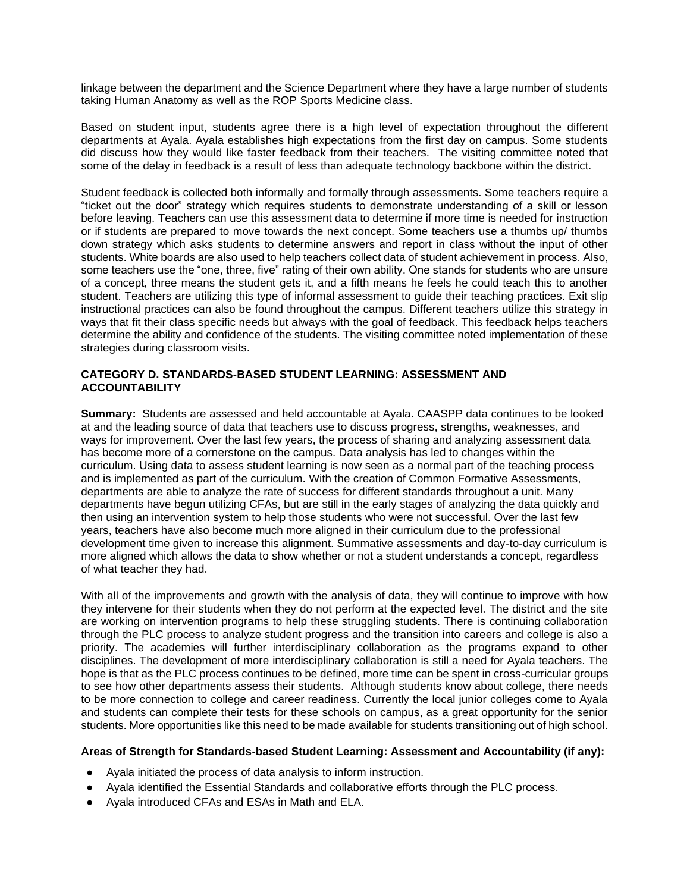linkage between the department and the Science Department where they have a large number of students taking Human Anatomy as well as the ROP Sports Medicine class.

Based on student input, students agree there is a high level of expectation throughout the different departments at Ayala. Ayala establishes high expectations from the first day on campus. Some students did discuss how they would like faster feedback from their teachers. The visiting committee noted that some of the delay in feedback is a result of less than adequate technology backbone within the district.

Student feedback is collected both informally and formally through assessments. Some teachers require a "ticket out the door" strategy which requires students to demonstrate understanding of a skill or lesson before leaving. Teachers can use this assessment data to determine if more time is needed for instruction or if students are prepared to move towards the next concept. Some teachers use a thumbs up/ thumbs down strategy which asks students to determine answers and report in class without the input of other students. White boards are also used to help teachers collect data of student achievement in process. Also, some teachers use the "one, three, five" rating of their own ability. One stands for students who are unsure of a concept, three means the student gets it, and a fifth means he feels he could teach this to another student. Teachers are utilizing this type of informal assessment to guide their teaching practices. Exit slip instructional practices can also be found throughout the campus. Different teachers utilize this strategy in ways that fit their class specific needs but always with the goal of feedback. This feedback helps teachers determine the ability and confidence of the students. The visiting committee noted implementation of these strategies during classroom visits.

## CATEGORY D. STANDARDS-BASED STUDENT LEARNING: ASSESSMENT AND ACCOUNTABILITY

**Summary:** Students are assessed and held accountable at Ayala. CAASPP data continues to be looked at and the leading source of data that teachers use to discuss progress, strengths, weaknesses, and ways for improvement. Over the last few years, the process of sharing and analyzing assessment data has become more of a cornerstone on the campus. Data analysis has led to changes within the curriculum. Using data to assess student learning is now seen as a normal part of the teaching process and is implemented as part of the curriculum. With the creation of Common Formative Assessments, departments are able to analyze the rate of success for different standards throughout a unit. Many departments have begun utilizing CFAs, but are still in the early stages of analyzing the data quickly and then using an intervention system to help those students who were not successful. Over the last few years, teachers have also become much more aligned in their curriculum due to the professional development time given to increase this alignment. Summative assessments and day-to-day curriculum is more aligned which allows the data to show whether or not a student understands a concept, regardless of what teacher they had.

With all of the improvements and growth with the analysis of data, they will continue to improve with how they intervene for their students when they do not perform at the expected level. The district and the site are working on intervention programs to help these struggling students. There is continuing collaboration through the PLC process to analyze student progress and the transition into careers and college is also a priority. The academies will further interdisciplinary collaboration as the programs expand to other disciplines. The development of more interdisciplinary collaboration is still a need for Ayala teachers. The hope is that as the PLC process continues to be defined, more time can be spent in cross-curricular groups to see how other departments assess their students. Although students know about college, there needs to be more connection to college and career readiness. Currently the local junior colleges come to Ayala and students can complete their tests for these schools on campus, as a great opportunity for the senior students. More opportunities like this need to be made available for students transitioning out of high school.

**Areas of Strength for Standards-based Student Learning: Assessment and Accountability (if any):**

- Ayala initiated the process of data analysis to inform instruction.
- Ayala identified the Essential Standards and collaborative efforts through the PLC process.
- Ayala introduced CFAs and ESAs in Math and ELA.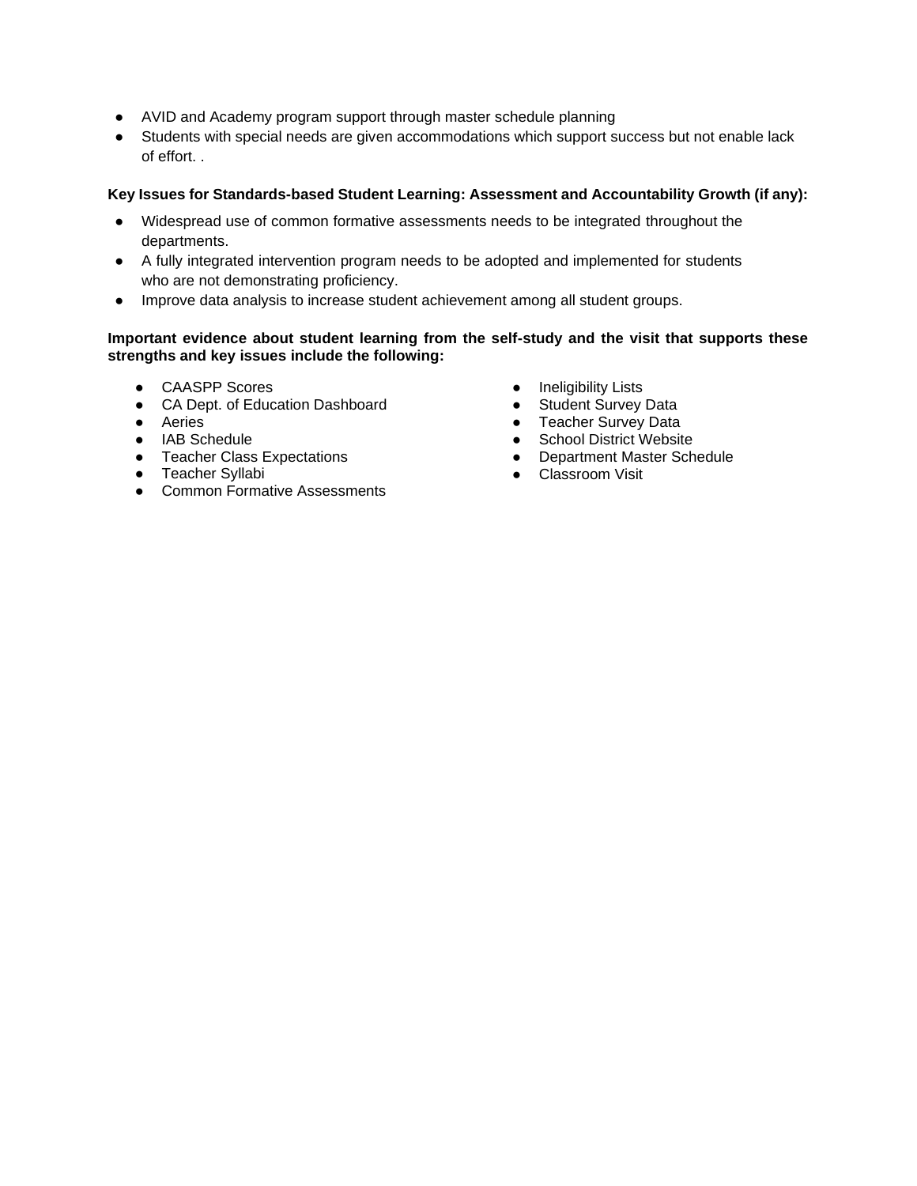- AVID and Academy program support through master schedule planning
- Students with special needs are given accommodations which support success but not enable lack of effort. .

**Key Issues for Standards-based Student Learning: Assessment and Accountability Growth (if any):**

- Widespread use of common formative assessments needs to be integrated throughout the departments.
- A fully integrated intervention program needs to be adopted and implemented for students who are not demonstrating proficiency.
- Improve data analysis to increase student achievement among all student groups.

**Important evidence about student learning from the self-study and the visit that supports these strengths and key issues include the following:**

- CAASPP Scores
- CA Dept. of Education Dashboard
- Aeries
- IAB Schedule
- Teacher Class Expectations
- Teacher Syllabi
- Common Formative Assessments
- Ineligibility Lists
- Student Survey Data
- Teacher Survey Data
- School District Website
- Department Master Schedule
- Classroom Visit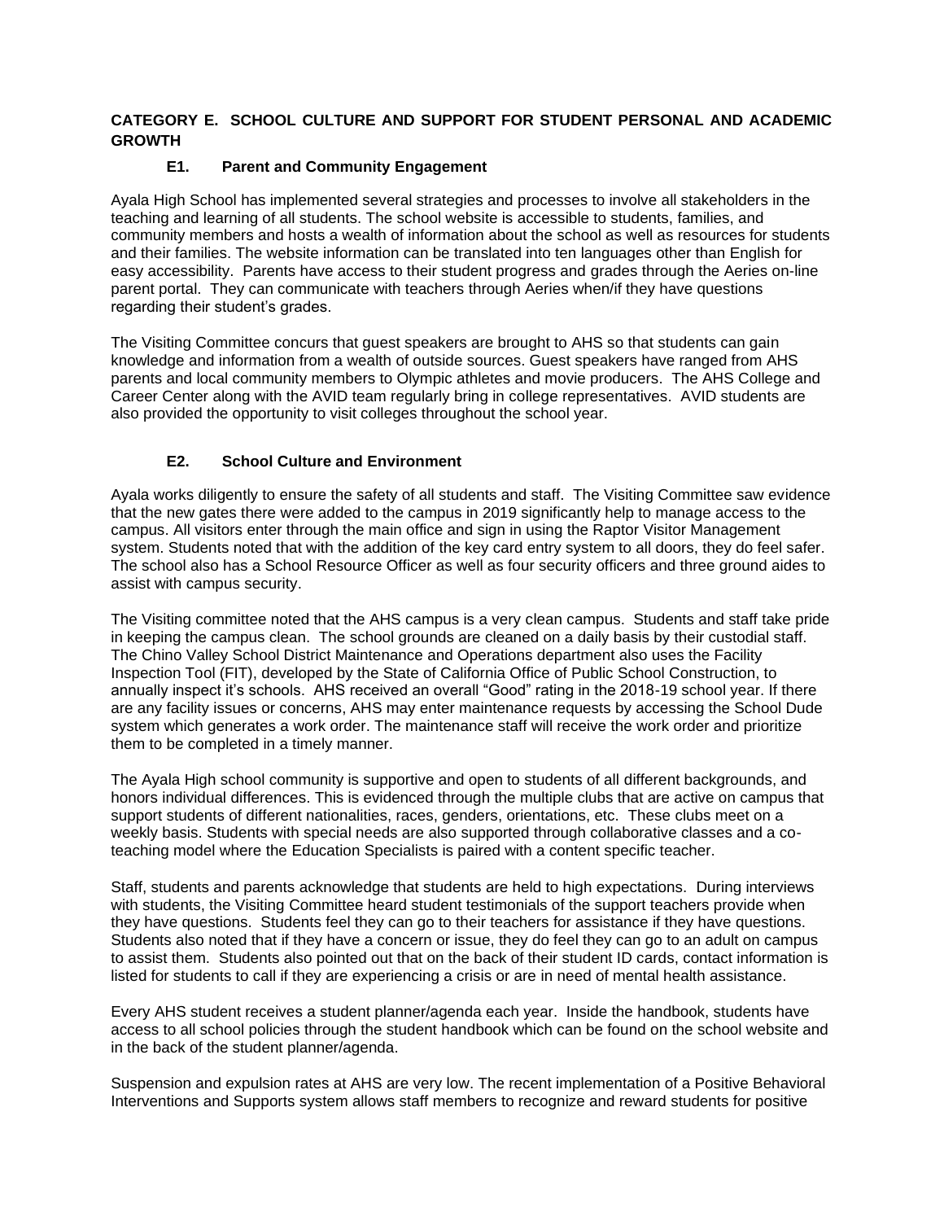## CATEGORY E. SCHOOL CULTURE AND SUPPORT FOR STUDENT PERSONAL AND ACADEMIC GROWTH

### E1. Parent and Community Engagement

Ayala High School has implemented several strategies and processes to involve all stakeholders in the teaching and learning of all students. The school website is accessible to students, families, and community members and hosts a wealth of information about the school as well as resources for students and their families. The website information can be translated into ten languages other than English for easy accessibility. Parents have access to their student progress and grades through the Aeries on-line parent portal. They can communicate with teachers through Aeries when/if they have questions regarding their student's grades.

The Visiting Committee concurs that guest speakers are brought to AHS so that students can gain knowledge and information from a wealth of outside sources. Guest speakers have ranged from AHS parents and local community members to Olympic athletes and movie producers. The AHS College and Career Center along with the AVID team regularly bring in college representatives. AVID students are also provided the opportunity to visit colleges throughout the school year.

### E2. School Culture and Environment

Ayala works diligently to ensure the safety of all students and staff. The Visiting Committee saw evidence that the new gates there were added to the campus in 2019 significantly help to manage access to the campus. All visitors enter through the main office and sign in using the Raptor Visitor Management system. Students noted that with the addition of the key card entry system to all doors, they do feel safer. The school also has a School Resource Officer as well as four security officers and three ground aides to assist with campus security.

The Visiting committee noted that the AHS campus is a very clean campus. Students and staff take pride in keeping the campus clean. The school grounds are cleaned on a daily basis by their custodial staff. The Chino Valley School District Maintenance and Operations department also uses the Facility Inspection Tool (FIT), developed by the State of California Office of Public School Construction, to annually inspect it's schools. AHS received an overall "Good" rating in the 2018-19 school year. If there are any facility issues or concerns, AHS may enter maintenance requests by accessing the School Dude system which generates a work order. The maintenance staff will receive the work order and prioritize them to be completed in a timely manner.

The Ayala High school community is supportive and open to students of all different backgrounds, and honors individual differences. This is evidenced through the multiple clubs that are active on campus that support students of different nationalities, races, genders, orientations, etc. These clubs meet on a weekly basis. Students with special needs are also supported through collaborative classes and a co-teaching model where the Education Specialists is paired with a content specific teacher.

Staff, students and parents acknowledge that students are held to high expectations. During interviews with students, the Visiting Committee heard student testimonials of the support teachers provide when they have questions. Students feel they can go to their teachers for assistance if they have questions. Students also noted that if they have a concern or issue, they do feel they can go to an adult on campus to assist them. Students also pointed out that on the back of their student ID cards, contact information is listed for students to call if they are experiencing a crisis or are in need of mental health assistance.

Every AHS student receives a student planner/agenda each year. Inside the handbook, students have access to all school policies through the student handbook which can be found on the school website and in the back of the student planner/agenda.

Suspension and expulsion rates at AHS are very low. The recent implementation of a Positive Behavioral Interventions and Supports system allows staff members to recognize and reward students for positive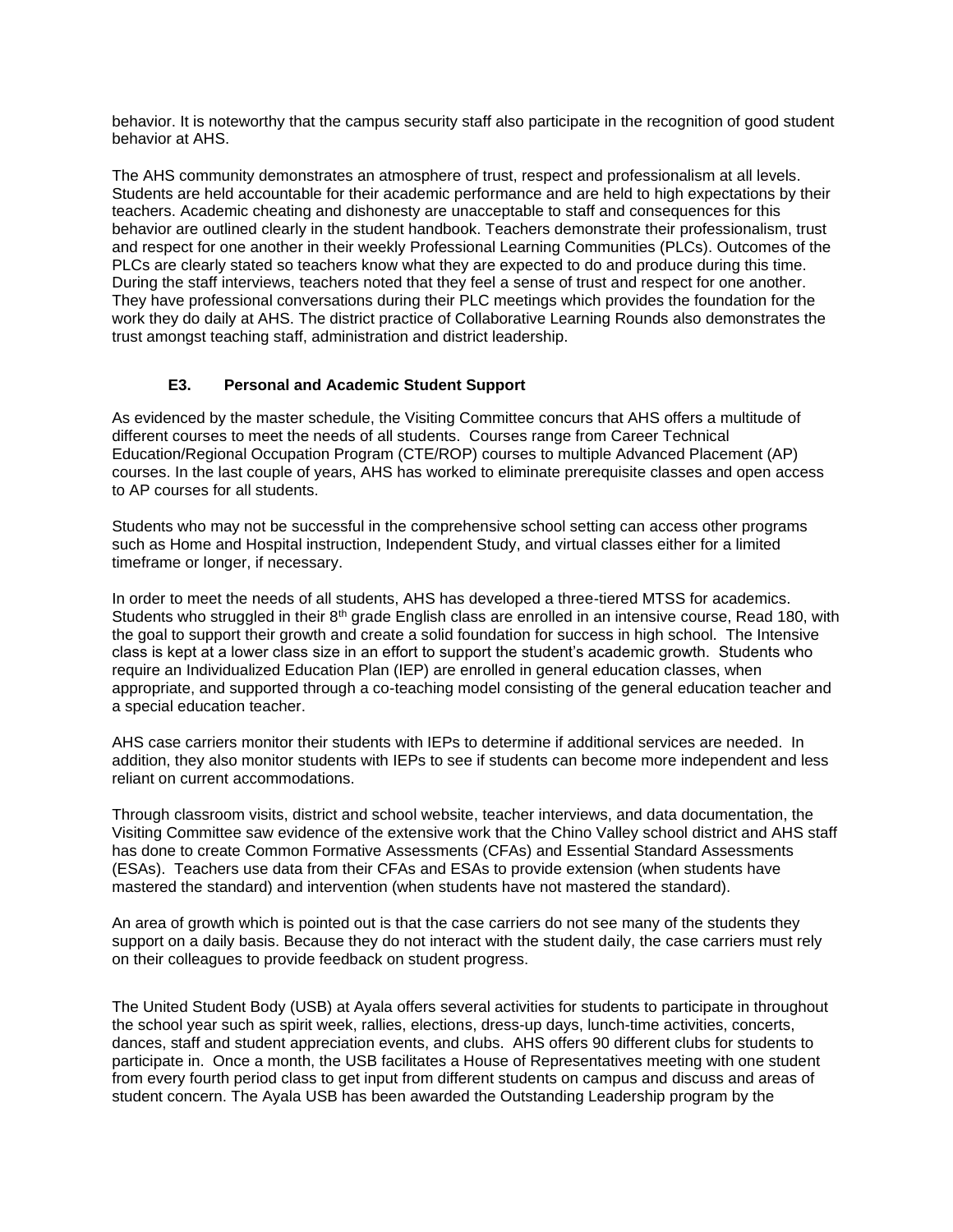behavior. It is noteworthy that the campus security staff also participate in the recognition of good student behavior at AHS.

The AHS community demonstrates an atmosphere of trust, respect and professionalism at all levels. Students are held accountable for their academic performance and are held to high expectations by their teachers. Academic cheating and dishonesty are unacceptable to staff and consequences for this behavior are outlined clearly in the student handbook. Teachers demonstrate their professionalism, trust and respect for one another in their weekly Professional Learning Communities (PLCs). Outcomes of the PLCs are clearly stated so teachers know what they are expected to do and produce during this time. During the staff interviews, teachers noted that they feel a sense of trust and respect for one another. They have professional conversations during their PLC meetings which provides the foundation for the work they do daily at AHS. The district practice of Collaborative Learning Rounds also demonstrates the trust amongst teaching staff, administration and district leadership.

### E3. Personal and Academic Student Support

As evidenced by the master schedule, the Visiting Committee concurs that AHS offers a multitude of different courses to meet the needs of all students. Courses range from Career Technical Education/Regional Occupation Program (CTE/ROP) courses to multiple Advanced Placement (AP) courses. In the last couple of years, AHS has worked to eliminate prerequisite classes and open access to AP courses for all students.

Students who may not be successful in the comprehensive school setting can access other programs such as Home and Hospital instruction, Independent Study, and virtual classes either for a limited timeframe or longer, if necessary.

In order to meet the needs of all students, AHS has developed a three-tiered MTSS for academics. Students who struggled in their 8th grade English class are enrolled in an intensive course, Read 180, with the goal to support their growth and create a solid foundation for success in high school. The Intensive class is kept at a lower class size in an effort to support the student's academic growth. Students who require an Individualized Education Plan (IEP) are enrolled in general education classes, when appropriate, and supported through a co-teaching model consisting of the general education teacher and a special education teacher.

AHS case carriers monitor their students with IEPs to determine if additional services are needed. In addition, they also monitor students with IEPs to see if students can become more independent and less reliant on current accommodations.

Through classroom visits, district and school website, teacher interviews, and data documentation, the Visiting Committee saw evidence of the extensive work that the Chino Valley school district and AHS staff has done to create Common Formative Assessments (CFAs) and Essential Standard Assessments (ESAs). Teachers use data from their CFAs and ESAs to provide extension (when students have mastered the standard) and intervention (when students have not mastered the standard).

An area of growth which is pointed out is that the case carriers do not see many of the students they support on a daily basis. Because they do not interact with the student daily, the case carriers must rely on their colleagues to provide feedback on student progress.

The United Student Body (USB) at Ayala offers several activities for students to participate in throughout the school year such as spirit week, rallies, elections, dress-up days, lunch-time activities, concerts, dances, staff and student appreciation events, and clubs. AHS offers 90 different clubs for students to participate in. Once a month, the USB facilitates a House of Representatives meeting with one student from every fourth period class to get input from different students on campus and discuss and areas of student concern. The Ayala USB has been awarded the Outstanding Leadership program by the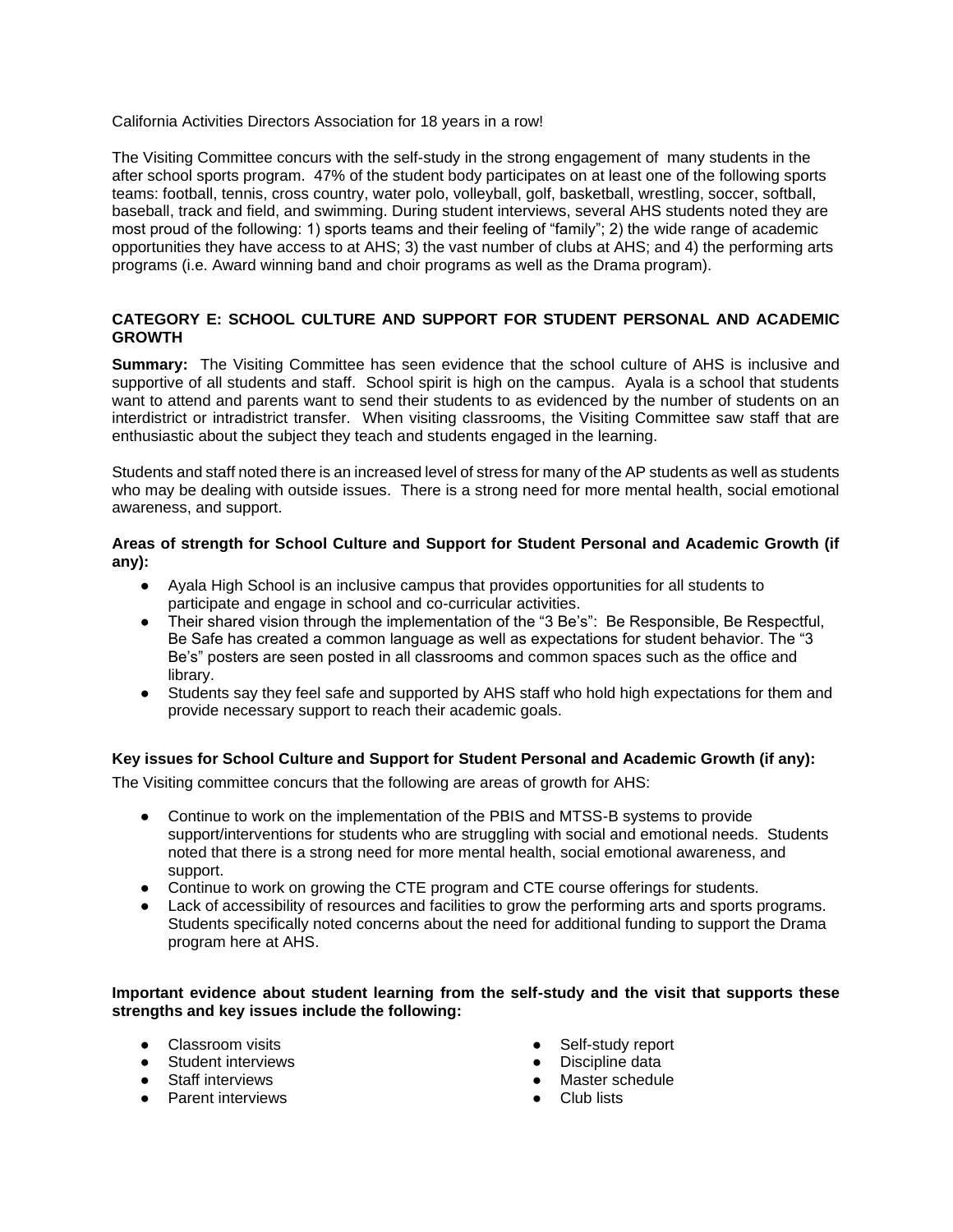California Activities Directors Association for 18 years in a row!

The Visiting Committee concurs with the self-study in the strong engagement of many students in the after school sports program. 47% of the student body participates on at least one of the following sports teams: football, tennis, cross country, water polo, volleyball, golf, basketball, wrestling, soccer, softball, baseball, track and field, and swimming. During student interviews, several AHS students noted they are most proud of the following: 1) sports teams and their feeling of "family"; 2) the wide range of academic opportunities they have access to at AHS; 3) the vast number of clubs at AHS; and 4) the performing arts programs (i.e. Award winning band and choir programs as well as the Drama program).

### CATEGORY E: SCHOOL CULTURE AND SUPPORT FOR STUDENT PERSONAL AND ACADEMIC GROWTH

**Summary:** The Visiting Committee has seen evidence that the school culture of AHS is inclusive and supportive of all students and staff. School spirit is high on the campus. Ayala is a school that students want to attend and parents want to send their students to as evidenced by the number of students on an interdistrict or intradistrict transfer. When visiting classrooms, the Visiting Committee saw staff that are enthusiastic about the subject they teach and students engaged in the learning.

Students and staff noted there is an increased level of stress for many of the AP students as well as students who may be dealing with outside issues. There is a strong need for more mental health, social emotional awareness, and support.

**Areas of strength for School Culture and Support for Student Personal and Academic Growth (if any):**

- Ayala High School is an inclusive campus that provides opportunities for all students to participate and engage in school and co-curricular activities.
- Their shared vision through the implementation of the "3 Be's": Be Responsible, Be Respectful, Be Safe has created a common language as well as expectations for student behavior. The "3 Be's" posters are seen posted in all classrooms and common spaces such as the office and library.
- Students say they feel safe and supported by AHS staff who hold high expectations for them and provide necessary support to reach their academic goals.

**Key issues for School Culture and Support for Student Personal and Academic Growth (if any):**

The Visiting committee concurs that the following are areas of growth for AHS:

- Continue to work on the implementation of the PBIS and MTSS-B systems to provide support/interventions for students who are struggling with social and emotional needs. Students noted that there is a strong need for more mental health, social emotional awareness, and support.
- Continue to work on growing the CTE program and CTE course offerings for students.
- Lack of accessibility of resources and facilities to grow the performing arts and sports programs. Students specifically noted concerns about the need for additional funding to support the Drama program here at AHS.

**Important evidence about student learning from the self-study and the visit that supports these strengths and key issues include the following:**

- Classroom visits
- Student interviews
- Staff interviews
- Parent interviews
- Self-study report
- Discipline data
- Master schedule
- Club lists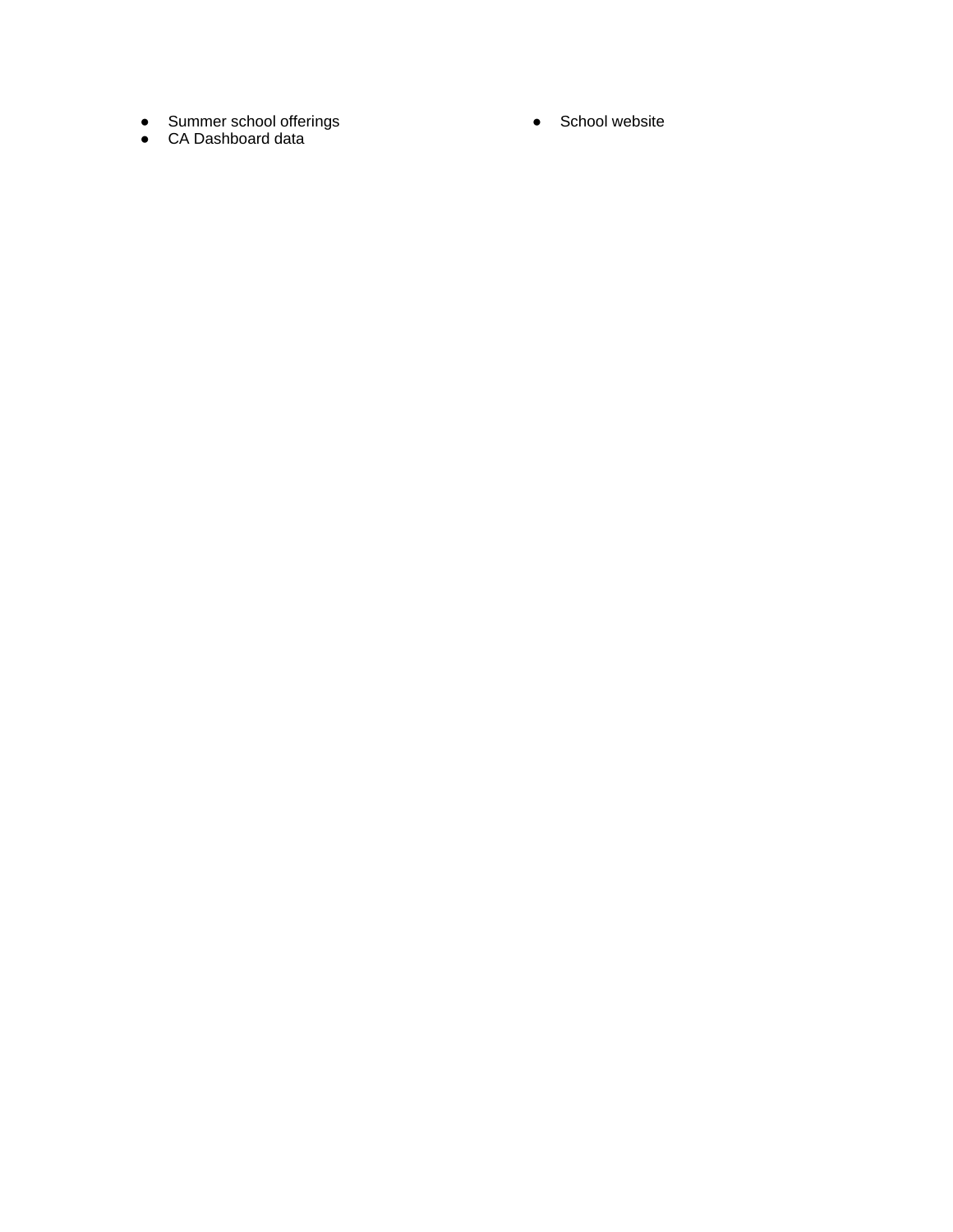- Summer school offerings
- CA Dashboard data
- School website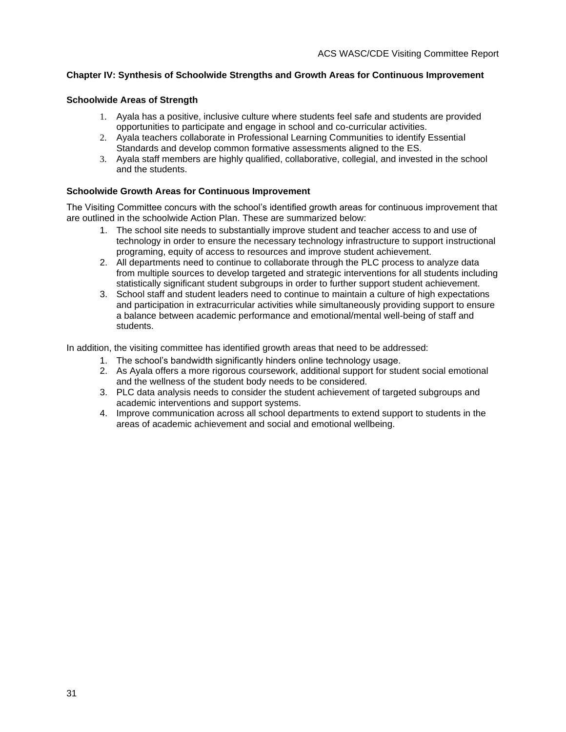## Chapter IV: Synthesis of Schoolwide Strengths and Growth Areas for Continuous Improvement

### Schoolwide Areas of Strength

1. Ayala has a positive, inclusive culture where students feel safe and students are provided opportunities to participate and engage in school and co-curricular activities.
2. Ayala teachers collaborate in Professional Learning Communities to identify Essential Standards and develop common formative assessments aligned to the ES.
3. Ayala staff members are highly qualified, collaborative, collegial, and invested in the school and the students.

### Schoolwide Growth Areas for Continuous Improvement

The Visiting Committee concurs with the school's identified growth areas for continuous improvement that are outlined in the schoolwide Action Plan. These are summarized below:

1. The school site needs to substantially improve student and teacher access to and use of technology in order to ensure the necessary technology infrastructure to support instructional programing, equity of access to resources and improve student achievement.
2. All departments need to continue to collaborate through the PLC process to analyze data from multiple sources to develop targeted and strategic interventions for all students including statistically significant student subgroups in order to further support student achievement.
3. School staff and student leaders need to continue to maintain a culture of high expectations and participation in extracurricular activities while simultaneously providing support to ensure a balance between academic performance and emotional/mental well-being of staff and students.

In addition, the visiting committee has identified growth areas that need to be addressed:

1. The school's bandwidth significantly hinders online technology usage.
2. As Ayala offers a more rigorous coursework, additional support for student social emotional and the wellness of the student body needs to be considered.
3. PLC data analysis needs to consider the student achievement of targeted subgroups and academic interventions and support systems.
4. Improve communication across all school departments to extend support to students in the areas of academic achievement and social and emotional wellbeing.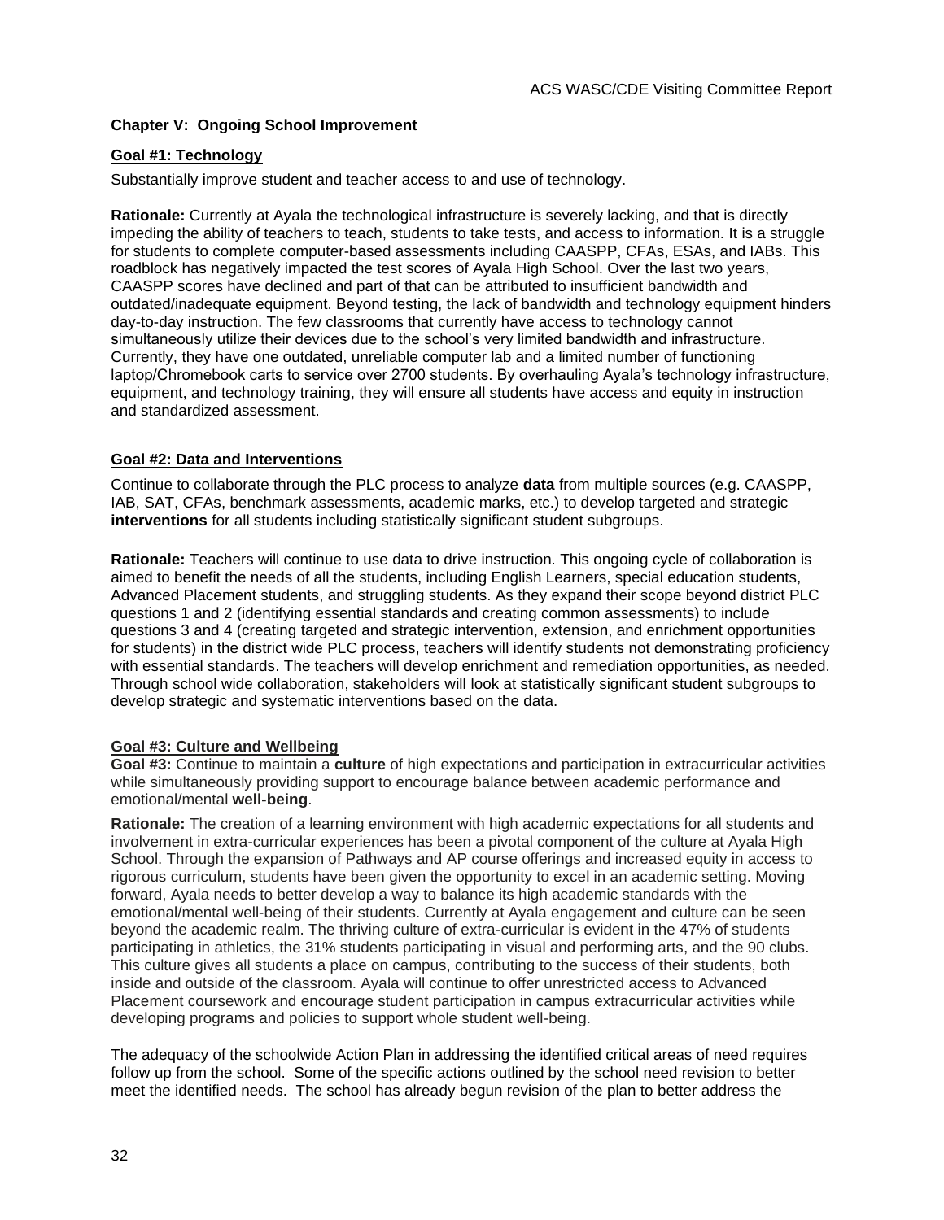### Chapter V: Ongoing School Improvement

**Goal #1: Technology**

Substantially improve student and teacher access to and use of technology.

**Rationale:** Currently at Ayala the technological infrastructure is severely lacking, and that is directly impeding the ability of teachers to teach, students to take tests, and access to information. It is a struggle for students to complete computer-based assessments including CAASPP, CFAs, ESAs, and IABs. This roadblock has negatively impacted the test scores of Ayala High School. Over the last two years, CAASPP scores have declined and part of that can be attributed to insufficient bandwidth and outdated/inadequate equipment. Beyond testing, the lack of bandwidth and technology equipment hinders day-to-day instruction. The few classrooms that currently have access to technology cannot simultaneously utilize their devices due to the school's very limited bandwidth and infrastructure. Currently, they have one outdated, unreliable computer lab and a limited number of functioning laptop/Chromebook carts to service over 2700 students. By overhauling Ayala's technology infrastructure, equipment, and technology training, they will ensure all students have access and equity in instruction and standardized assessment.

**Goal #2: Data and Interventions**

Continue to collaborate through the PLC process to analyze **data** from multiple sources (e.g. CAASPP, IAB, SAT, CFAs, benchmark assessments, academic marks, etc.) to develop targeted and strategic **interventions** for all students including statistically significant student subgroups.

**Rationale:** Teachers will continue to use data to drive instruction. This ongoing cycle of collaboration is aimed to benefit the needs of all the students, including English Learners, special education students, Advanced Placement students, and struggling students. As they expand their scope beyond district PLC questions 1 and 2 (identifying essential standards and creating common assessments) to include questions 3 and 4 (creating targeted and strategic intervention, extension, and enrichment opportunities for students) in the district wide PLC process, teachers will identify students not demonstrating proficiency with essential standards. The teachers will develop enrichment and remediation opportunities, as needed. Through school wide collaboration, stakeholders will look at statistically significant student subgroups to develop strategic and systematic interventions based on the data.

**Goal #3: Culture and Wellbeing**

**Goal #3:** Continue to maintain a **culture** of high expectations and participation in extracurricular activities while simultaneously providing support to encourage balance between academic performance and emotional/mental **well-being**.

**Rationale:** The creation of a learning environment with high academic expectations for all students and involvement in extra-curricular experiences has been a pivotal component of the culture at Ayala High School. Through the expansion of Pathways and AP course offerings and increased equity in access to rigorous curriculum, students have been given the opportunity to excel in an academic setting. Moving forward, Ayala needs to better develop a way to balance its high academic standards with the emotional/mental well-being of their students. Currently at Ayala engagement and culture can be seen beyond the academic realm. The thriving culture of extra-curricular is evident in the 47% of students participating in athletics, the 31% students participating in visual and performing arts, and the 90 clubs. This culture gives all students a place on campus, contributing to the success of their students, both inside and outside of the classroom. Ayala will continue to offer unrestricted access to Advanced Placement coursework and encourage student participation in campus extracurricular activities while developing programs and policies to support whole student well-being.

The adequacy of the schoolwide Action Plan in addressing the identified critical areas of need requires follow up from the school. Some of the specific actions outlined by the school need revision to better meet the identified needs. The school has already begun revision of the plan to better address the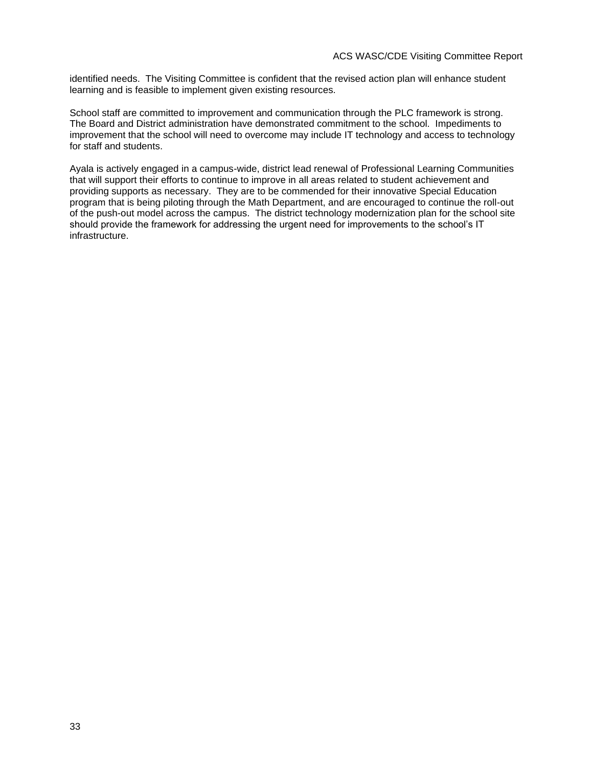identified needs. The Visiting Committee is confident that the revised action plan will enhance student learning and is feasible to implement given existing resources.

School staff are committed to improvement and communication through the PLC framework is strong. The Board and District administration have demonstrated commitment to the school. Impediments to improvement that the school will need to overcome may include IT technology and access to technology for staff and students.

Ayala is actively engaged in a campus-wide, district lead renewal of Professional Learning Communities that will support their efforts to continue to improve in all areas related to student achievement and providing supports as necessary. They are to be commended for their innovative Special Education program that is being piloting through the Math Department, and are encouraged to continue the roll-out of the push-out model across the campus. The district technology modernization plan for the school site should provide the framework for addressing the urgent need for improvements to the school's IT infrastructure.